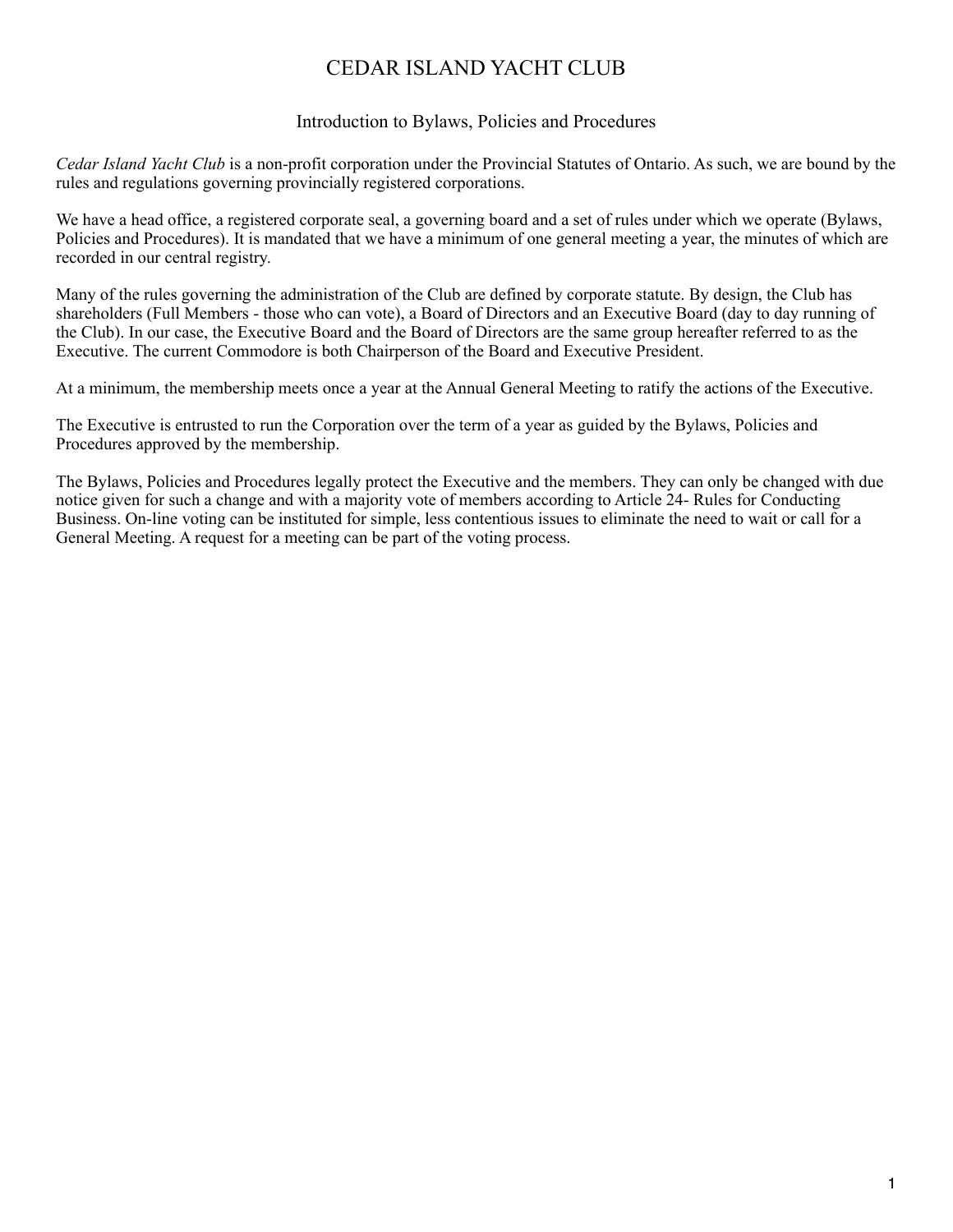# CEDAR ISLAND YACHT CLUB

## Introduction to Bylaws, Policies and Procedures

*Cedar Island Yacht Club* is a non-profit corporation under the Provincial Statutes of Ontario. As such, we are bound by the rules and regulations governing provincially registered corporations.

We have a head office, a registered corporate seal, a governing board and a set of rules under which we operate (Bylaws, Policies and Procedures). It is mandated that we have a minimum of one general meeting a year, the minutes of which are recorded in our central registry.

Many of the rules governing the administration of the Club are defined by corporate statute. By design, the Club has shareholders (Full Members - those who can vote), a Board of Directors and an Executive Board (day to day running of the Club). In our case, the Executive Board and the Board of Directors are the same group hereafter referred to as the Executive. The current Commodore is both Chairperson of the Board and Executive President.

At a minimum, the membership meets once a year at the Annual General Meeting to ratify the actions of the Executive.

The Executive is entrusted to run the Corporation over the term of a year as guided by the Bylaws, Policies and Procedures approved by the membership.

The Bylaws, Policies and Procedures legally protect the Executive and the members. They can only be changed with due notice given for such a change and with a majority vote of members according to Article 24- Rules for Conducting Business. On-line voting can be instituted for simple, less contentious issues to eliminate the need to wait or call for a General Meeting. A request for a meeting can be part of the voting process.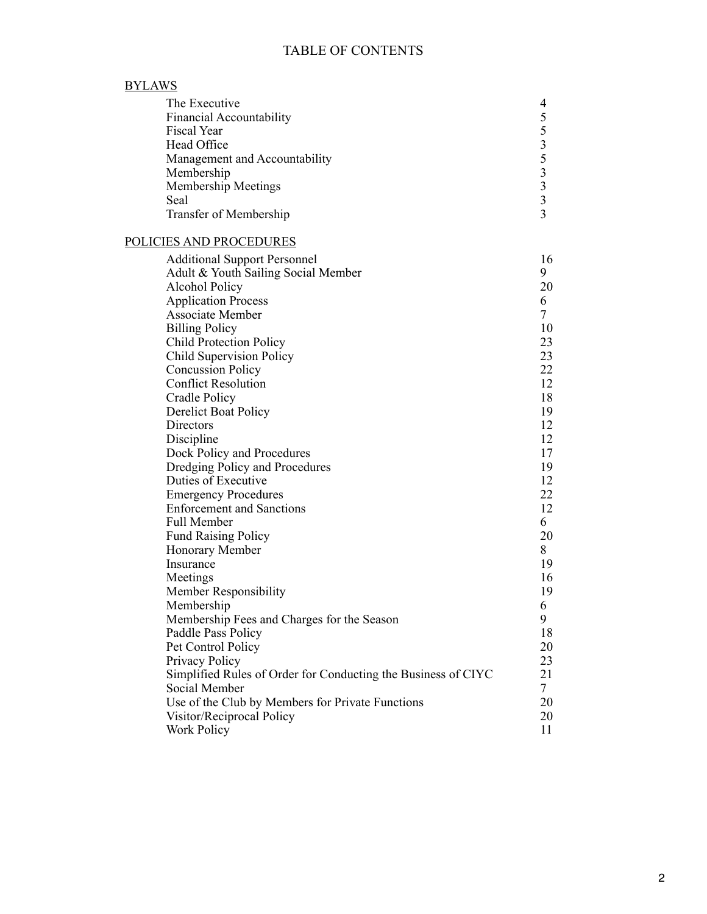# TABLE OF CONTENTS

## BYLAWS

| | |
|---|---|
| The Executive | 4 |
| Financial Accountability | 5 |
| Fiscal Year | 5 |
| Head Office | 3 |
| Management and Accountability | 5 |
| Membership | 3 |
| Membership Meetings | 3 |
| Seal | 3 |
| Transfer of Membership | 3 |

## POLICIES AND PROCEDURES

| | |
|---|---|
| Additional Support Personnel | 16 |
| Adult & Youth Sailing Social Member | 9 |
| Alcohol Policy | 20 |
| Application Process | 6 |
| Associate Member | 7 |
| Billing Policy | 10 |
| Child Protection Policy | 23 |
| Child Supervision Policy | 23 |
| Concussion Policy | 22 |
| Conflict Resolution | 12 |
| Cradle Policy | 18 |
| Derelict Boat Policy | 19 |
| Directors | 12 |
| Discipline | 12 |
| Dock Policy and Procedures | 17 |
| Dredging Policy and Procedures | 19 |
| Duties of Executive | 12 |
| Emergency Procedures | 22 |
| Enforcement and Sanctions | 12 |
| Full Member | 6 |
| Fund Raising Policy | 20 |
| Honorary Member | 8 |
| Insurance | 19 |
| Meetings | 16 |
| Member Responsibility | 19 |
| Membership | 6 |
| Membership Fees and Charges for the Season | 9 |
| Paddle Pass Policy | 18 |
| Pet Control Policy | 20 |
| Privacy Policy | 23 |
| Simplified Rules of Order for Conducting the Business of CIYC | 21 |
| Social Member | 7 |
| Use of the Club by Members for Private Functions | 20 |
| Visitor/Reciprocal Policy | 20 |
| Work Policy | 11 |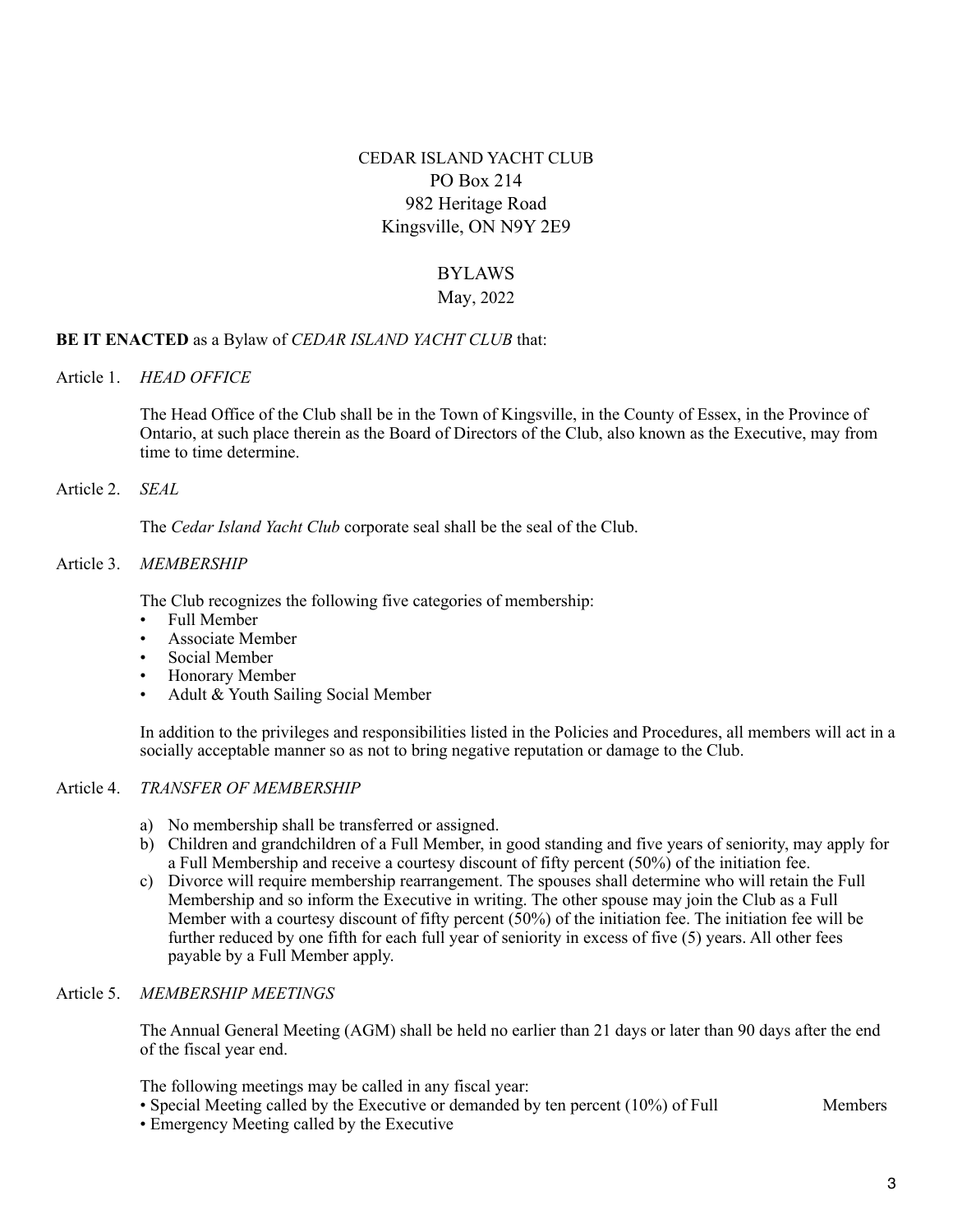CEDAR ISLAND YACHT CLUB
PO Box 214
982 Heritage Road
Kingsville, ON N9Y 2E9

# BYLAWS

May, 2022

**BE IT ENACTED** as a Bylaw of *CEDAR ISLAND YACHT CLUB* that:

## Article 1. *HEAD OFFICE*

The Head Office of the Club shall be in the Town of Kingsville, in the County of Essex, in the Province of Ontario, at such place therein as the Board of Directors of the Club, also known as the Executive, may from time to time determine.

## Article 2. *SEAL*

The *Cedar Island Yacht Club* corporate seal shall be the seal of the Club.

## Article 3. *MEMBERSHIP*

The Club recognizes the following five categories of membership:

- Full Member
- Associate Member
- Social Member
- Honorary Member
- Adult & Youth Sailing Social Member

In addition to the privileges and responsibilities listed in the Policies and Procedures, all members will act in a socially acceptable manner so as not to bring negative reputation or damage to the Club.

## Article 4. *TRANSFER OF MEMBERSHIP*

a) No membership shall be transferred or assigned.
b) Children and grandchildren of a Full Member, in good standing and five years of seniority, may apply for a Full Membership and receive a courtesy discount of fifty percent (50%) of the initiation fee.
c) Divorce will require membership rearrangement. The spouses shall determine who will retain the Full Membership and so inform the Executive in writing. The other spouse may join the Club as a Full Member with a courtesy discount of fifty percent (50%) of the initiation fee. The initiation fee will be further reduced by one fifth for each full year of seniority in excess of five (5) years. All other fees payable by a Full Member apply.

## Article 5. *MEMBERSHIP MEETINGS*

The Annual General Meeting (AGM) shall be held no earlier than 21 days or later than 90 days after the end of the fiscal year end.

The following meetings may be called in any fiscal year:

- Special Meeting called by the Executive or demanded by ten percent (10%) of Full Members
- Emergency Meeting called by the Executive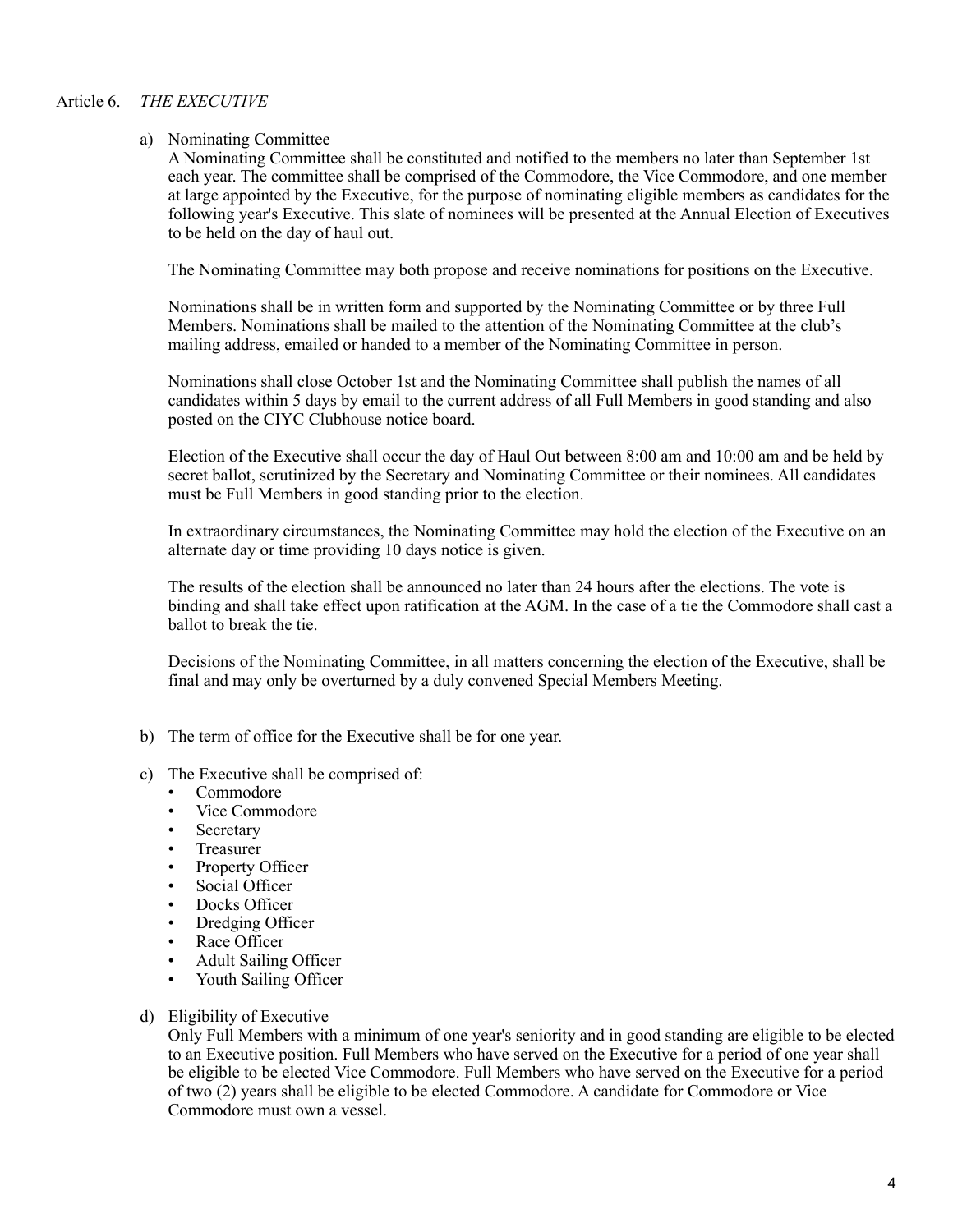## Article 6. *THE EXECUTIVE*

a) Nominating Committee
A Nominating Committee shall be constituted and notified to the members no later than September 1st each year. The committee shall be comprised of the Commodore, the Vice Commodore, and one member at large appointed by the Executive, for the purpose of nominating eligible members as candidates for the following year's Executive. This slate of nominees will be presented at the Annual Election of Executives to be held on the day of haul out.

The Nominating Committee may both propose and receive nominations for positions on the Executive.

Nominations shall be in written form and supported by the Nominating Committee or by three Full Members. Nominations shall be mailed to the attention of the Nominating Committee at the club's mailing address, emailed or handed to a member of the Nominating Committee in person.

Nominations shall close October 1st and the Nominating Committee shall publish the names of all candidates within 5 days by email to the current address of all Full Members in good standing and also posted on the CIYC Clubhouse notice board.

Election of the Executive shall occur the day of Haul Out between 8:00 am and 10:00 am and be held by secret ballot, scrutinized by the Secretary and Nominating Committee or their nominees. All candidates must be Full Members in good standing prior to the election.

In extraordinary circumstances, the Nominating Committee may hold the election of the Executive on an alternate day or time providing 10 days notice is given.

The results of the election shall be announced no later than 24 hours after the elections. The vote is binding and shall take effect upon ratification at the AGM. In the case of a tie the Commodore shall cast a ballot to break the tie.

Decisions of the Nominating Committee, in all matters concerning the election of the Executive, shall be final and may only be overturned by a duly convened Special Members Meeting.

b) The term of office for the Executive shall be for one year.

c) The Executive shall be comprised of:
- Commodore
- Vice Commodore
- Secretary
- Treasurer
- Property Officer
- Social Officer
- Docks Officer
- Dredging Officer
- Race Officer
- Adult Sailing Officer
- Youth Sailing Officer

d) Eligibility of Executive
Only Full Members with a minimum of one year's seniority and in good standing are eligible to be elected to an Executive position. Full Members who have served on the Executive for a period of one year shall be eligible to be elected Vice Commodore. Full Members who have served on the Executive for a period of two (2) years shall be eligible to be elected Commodore. A candidate for Commodore or Vice Commodore must own a vessel.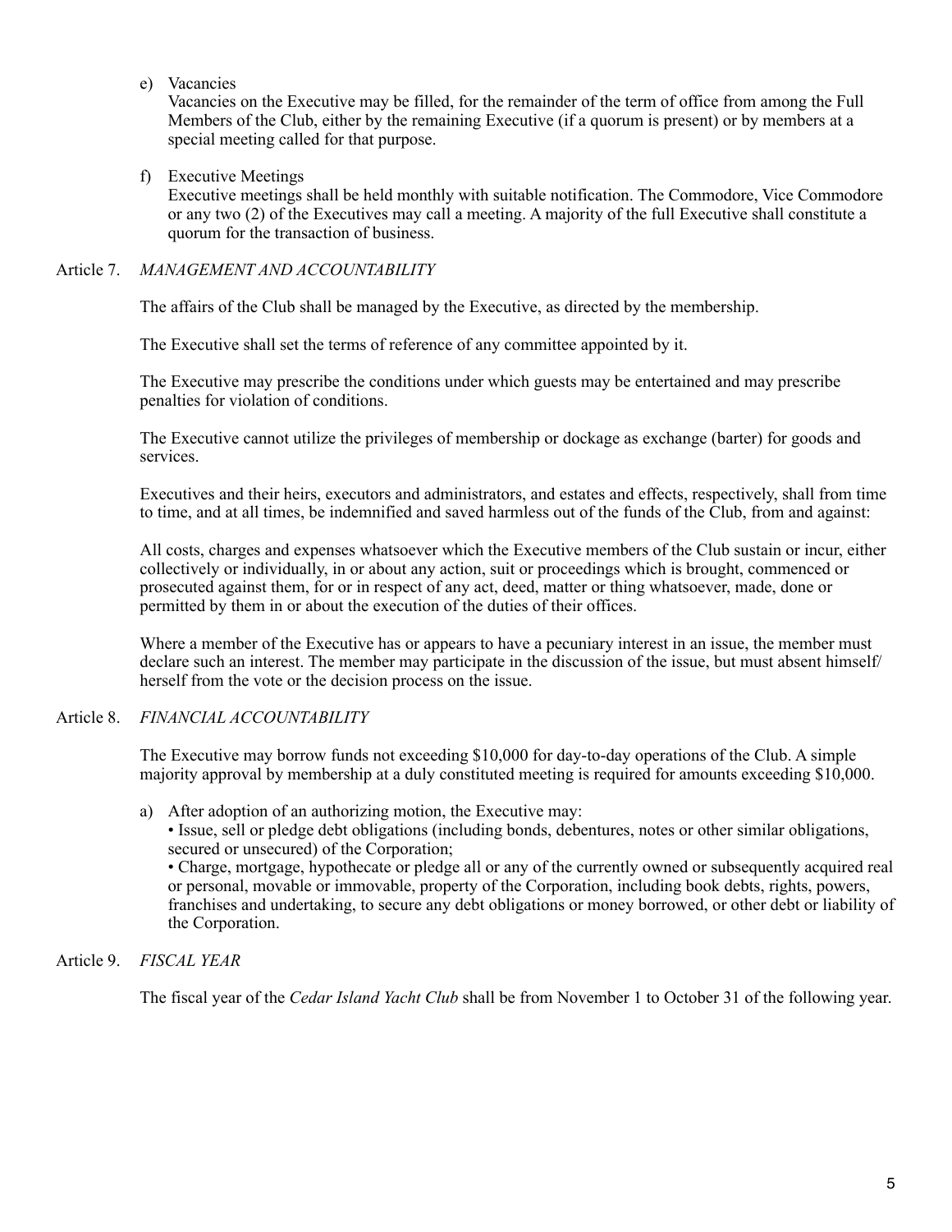e) Vacancies

Vacancies on the Executive may be filled, for the remainder of the term of office from among the Full Members of the Club, either by the remaining Executive (if a quorum is present) or by members at a special meeting called for that purpose.

f) Executive Meetings

Executive meetings shall be held monthly with suitable notification. The Commodore, Vice Commodore or any two (2) of the Executives may call a meeting. A majority of the full Executive shall constitute a quorum for the transaction of business.

## Article 7. *MANAGEMENT AND ACCOUNTABILITY*

The affairs of the Club shall be managed by the Executive, as directed by the membership.

The Executive shall set the terms of reference of any committee appointed by it.

The Executive may prescribe the conditions under which guests may be entertained and may prescribe penalties for violation of conditions.

The Executive cannot utilize the privileges of membership or dockage as exchange (barter) for goods and services.

Executives and their heirs, executors and administrators, and estates and effects, respectively, shall from time to time, and at all times, be indemnified and saved harmless out of the funds of the Club, from and against:

All costs, charges and expenses whatsoever which the Executive members of the Club sustain or incur, either collectively or individually, in or about any action, suit or proceedings which is brought, commenced or prosecuted against them, for or in respect of any act, deed, matter or thing whatsoever, made, done or permitted by them in or about the execution of the duties of their offices.

Where a member of the Executive has or appears to have a pecuniary interest in an issue, the member must declare such an interest. The member may participate in the discussion of the issue, but must absent himself/herself from the vote or the decision process on the issue.

## Article 8. *FINANCIAL ACCOUNTABILITY*

The Executive may borrow funds not exceeding $10,000 for day-to-day operations of the Club. A simple majority approval by membership at a duly constituted meeting is required for amounts exceeding $10,000.

a) After adoption of an authorizing motion, the Executive may:
   - Issue, sell or pledge debt obligations (including bonds, debentures, notes or other similar obligations, secured or unsecured) of the Corporation;
   - Charge, mortgage, hypothecate or pledge all or any of the currently owned or subsequently acquired real or personal, movable or immovable, property of the Corporation, including book debts, rights, powers, franchises and undertaking, to secure any debt obligations or money borrowed, or other debt or liability of the Corporation.

## Article 9. *FISCAL YEAR*

The fiscal year of the *Cedar Island Yacht Club* shall be from November 1 to October 31 of the following year.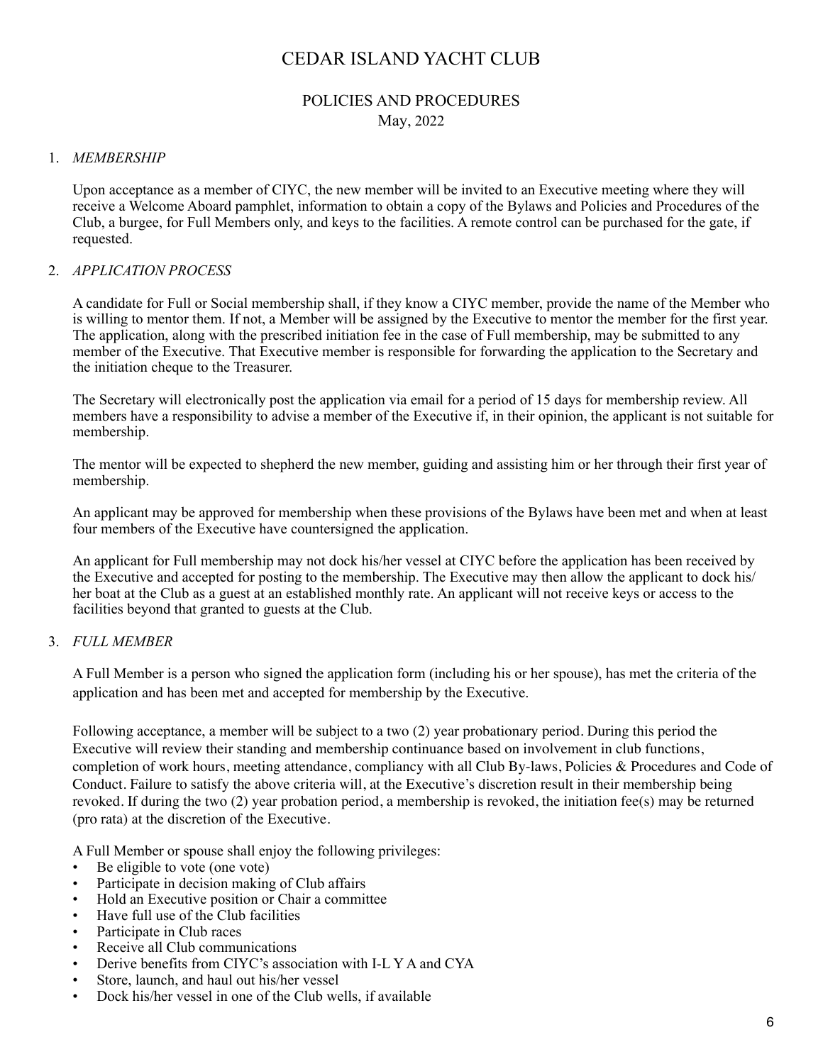# CEDAR ISLAND YACHT CLUB

## POLICIES AND PROCEDURES

May, 2022

1. *MEMBERSHIP*

   Upon acceptance as a member of CIYC, the new member will be invited to an Executive meeting where they will receive a Welcome Aboard pamphlet, information to obtain a copy of the Bylaws and Policies and Procedures of the Club, a burgee, for Full Members only, and keys to the facilities. A remote control can be purchased for the gate, if requested.

2. *APPLICATION PROCESS*

   A candidate for Full or Social membership shall, if they know a CIYC member, provide the name of the Member who is willing to mentor them. If not, a Member will be assigned by the Executive to mentor the member for the first year. The application, along with the prescribed initiation fee in the case of Full membership, may be submitted to any member of the Executive. That Executive member is responsible for forwarding the application to the Secretary and the initiation cheque to the Treasurer.

   The Secretary will electronically post the application via email for a period of 15 days for membership review. All members have a responsibility to advise a member of the Executive if, in their opinion, the applicant is not suitable for membership.

   The mentor will be expected to shepherd the new member, guiding and assisting him or her through their first year of membership.

   An applicant may be approved for membership when these provisions of the Bylaws have been met and when at least four members of the Executive have countersigned the application.

   An applicant for Full membership may not dock his/her vessel at CIYC before the application has been received by the Executive and accepted for posting to the membership. The Executive may then allow the applicant to dock his/her boat at the Club as a guest at an established monthly rate. An applicant will not receive keys or access to the facilities beyond that granted to guests at the Club.

3. *FULL MEMBER*

   A Full Member is a person who signed the application form (including his or her spouse), has met the criteria of the application and has been met and accepted for membership by the Executive.

   Following acceptance, a member will be subject to a two (2) year probationary period. During this period the Executive will review their standing and membership continuance based on involvement in club functions, completion of work hours, meeting attendance, compliancy with all Club By-laws, Policies & Procedures and Code of Conduct. Failure to satisfy the above criteria will, at the Executive's discretion result in their membership being revoked. If during the two (2) year probation period, a membership is revoked, the initiation fee(s) may be returned (pro rata) at the discretion of the Executive.

   A Full Member or spouse shall enjoy the following privileges:

   - Be eligible to vote (one vote)
   - Participate in decision making of Club affairs
   - Hold an Executive position or Chair a committee
   - Have full use of the Club facilities
   - Participate in Club races
   - Receive all Club communications
   - Derive benefits from CIYC's association with I-L Y A and CYA
   - Store, launch, and haul out his/her vessel
   - Dock his/her vessel in one of the Club wells, if available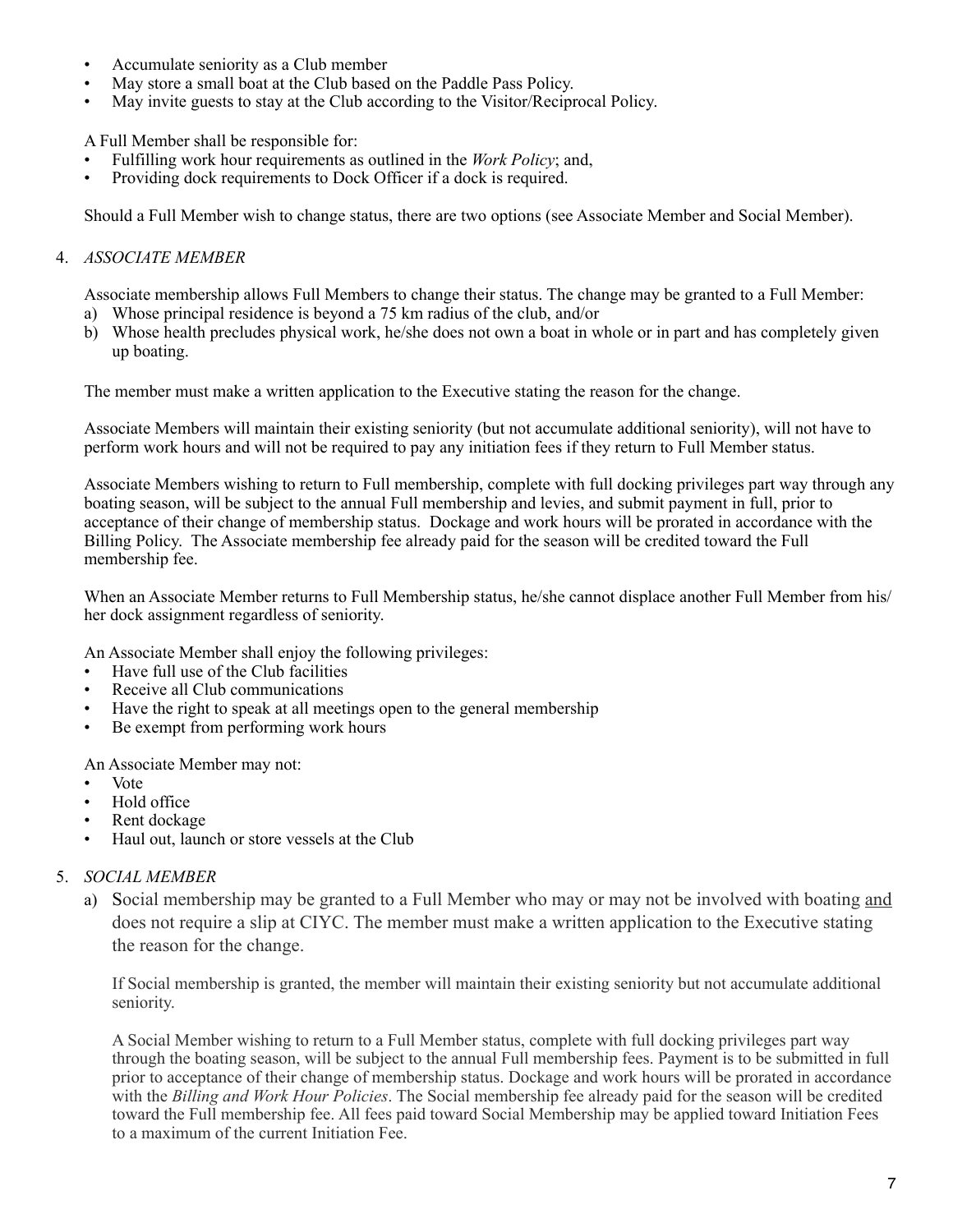- Accumulate seniority as a Club member
- May store a small boat at the Club based on the Paddle Pass Policy.
- May invite guests to stay at the Club according to the Visitor/Reciprocal Policy.

A Full Member shall be responsible for:

- Fulfilling work hour requirements as outlined in the *Work Policy*; and,
- Providing dock requirements to Dock Officer if a dock is required.

Should a Full Member wish to change status, there are two options (see Associate Member and Social Member).

4. *ASSOCIATE MEMBER*

Associate membership allows Full Members to change their status. The change may be granted to a Full Member:

a) Whose principal residence is beyond a 75 km radius of the club, and/or
b) Whose health precludes physical work, he/she does not own a boat in whole or in part and has completely given up boating.

The member must make a written application to the Executive stating the reason for the change.

Associate Members will maintain their existing seniority (but not accumulate additional seniority), will not have to perform work hours and will not be required to pay any initiation fees if they return to Full Member status.

Associate Members wishing to return to Full membership, complete with full docking privileges part way through any boating season, will be subject to the annual Full membership and levies, and submit payment in full, prior to acceptance of their change of membership status. Dockage and work hours will be prorated in accordance with the Billing Policy. The Associate membership fee already paid for the season will be credited toward the Full membership fee.

When an Associate Member returns to Full Membership status, he/she cannot displace another Full Member from his/her dock assignment regardless of seniority.

An Associate Member shall enjoy the following privileges:

- Have full use of the Club facilities
- Receive all Club communications
- Have the right to speak at all meetings open to the general membership
- Be exempt from performing work hours

An Associate Member may not:

- Vote
- Hold office
- Rent dockage
- Haul out, launch or store vessels at the Club

5. *SOCIAL MEMBER*

a) Social membership may be granted to a Full Member who may or may not be involved with boating <u>and</u> does not require a slip at CIYC. The member must make a written application to the Executive stating the reason for the change.

If Social membership is granted, the member will maintain their existing seniority but not accumulate additional seniority.

A Social Member wishing to return to a Full Member status, complete with full docking privileges part way through the boating season, will be subject to the annual Full membership fees. Payment is to be submitted in full prior to acceptance of their change of membership status. Dockage and work hours will be prorated in accordance with the *Billing and Work Hour Policies*. The Social membership fee already paid for the season will be credited toward the Full membership fee. All fees paid toward Social Membership may be applied toward Initiation Fees to a maximum of the current Initiation Fee.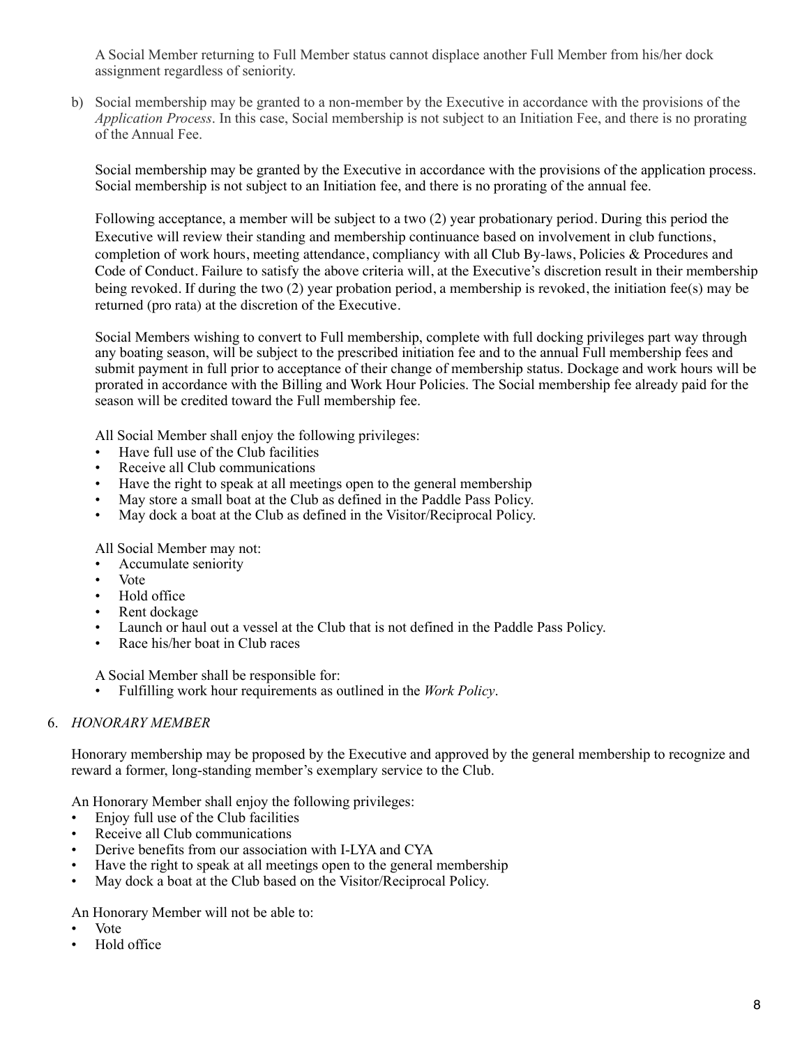A Social Member returning to Full Member status cannot displace another Full Member from his/her dock assignment regardless of seniority.

b) Social membership may be granted to a non-member by the Executive in accordance with the provisions of the *Application Process*. In this case, Social membership is not subject to an Initiation Fee, and there is no prorating of the Annual Fee.

Social membership may be granted by the Executive in accordance with the provisions of the application process. Social membership is not subject to an Initiation fee, and there is no prorating of the annual fee.

Following acceptance, a member will be subject to a two (2) year probationary period. During this period the Executive will review their standing and membership continuance based on involvement in club functions, completion of work hours, meeting attendance, compliancy with all Club By-laws, Policies & Procedures and Code of Conduct. Failure to satisfy the above criteria will, at the Executive's discretion result in their membership being revoked. If during the two (2) year probation period, a membership is revoked, the initiation fee(s) may be returned (pro rata) at the discretion of the Executive.

Social Members wishing to convert to Full membership, complete with full docking privileges part way through any boating season, will be subject to the prescribed initiation fee and to the annual Full membership fees and submit payment in full prior to acceptance of their change of membership status. Dockage and work hours will be prorated in accordance with the Billing and Work Hour Policies. The Social membership fee already paid for the season will be credited toward the Full membership fee.

All Social Member shall enjoy the following privileges:

- Have full use of the Club facilities
- Receive all Club communications
- Have the right to speak at all meetings open to the general membership
- May store a small boat at the Club as defined in the Paddle Pass Policy.
- May dock a boat at the Club as defined in the Visitor/Reciprocal Policy.

All Social Member may not:

- Accumulate seniority
- Vote
- Hold office
- Rent dockage
- Launch or haul out a vessel at the Club that is not defined in the Paddle Pass Policy.
- Race his/her boat in Club races

A Social Member shall be responsible for:

- Fulfilling work hour requirements as outlined in the *Work Policy*.

6. *HONORARY MEMBER*

Honorary membership may be proposed by the Executive and approved by the general membership to recognize and reward a former, long-standing member's exemplary service to the Club.

An Honorary Member shall enjoy the following privileges:

- Enjoy full use of the Club facilities
- Receive all Club communications
- Derive benefits from our association with I-LYA and CYA
- Have the right to speak at all meetings open to the general membership
- May dock a boat at the Club based on the Visitor/Reciprocal Policy.

An Honorary Member will not be able to:

- Vote
- Hold office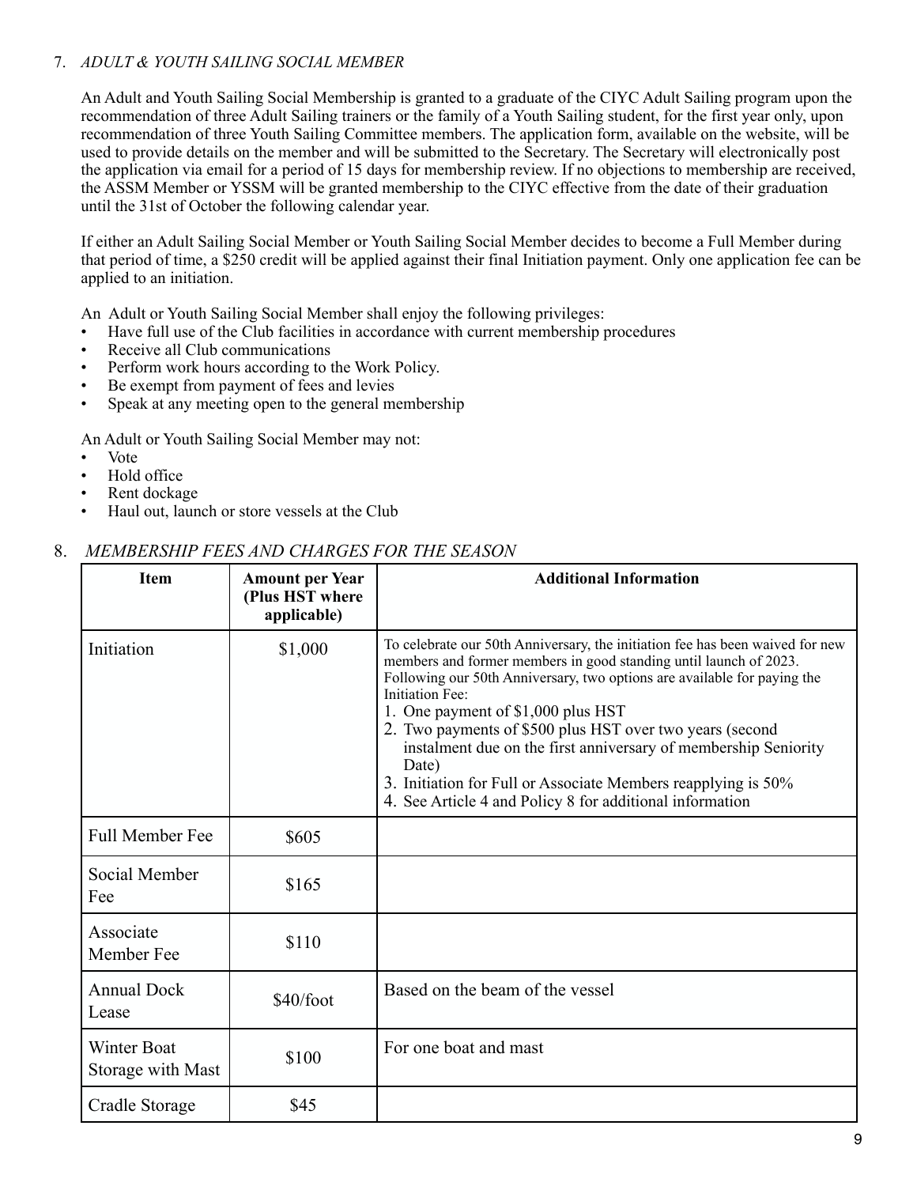7. *ADULT & YOUTH SAILING SOCIAL MEMBER*

An Adult and Youth Sailing Social Membership is granted to a graduate of the CIYC Adult Sailing program upon the recommendation of three Adult Sailing trainers or the family of a Youth Sailing student, for the first year only, upon recommendation of three Youth Sailing Committee members. The application form, available on the website, will be used to provide details on the member and will be submitted to the Secretary. The Secretary will electronically post the application via email for a period of 15 days for membership review. If no objections to membership are received, the ASSM Member or YSSM will be granted membership to the CIYC effective from the date of their graduation until the 31st of October the following calendar year.

If either an Adult Sailing Social Member or Youth Sailing Social Member decides to become a Full Member during that period of time, a $250 credit will be applied against their final Initiation payment. Only one application fee can be applied to an initiation.

An Adult or Youth Sailing Social Member shall enjoy the following privileges:

- Have full use of the Club facilities in accordance with current membership procedures
- Receive all Club communications
- Perform work hours according to the Work Policy.
- Be exempt from payment of fees and levies
- Speak at any meeting open to the general membership

An Adult or Youth Sailing Social Member may not:

- Vote
- Hold office
- Rent dockage
- Haul out, launch or store vessels at the Club

8. *MEMBERSHIP FEES AND CHARGES FOR THE SEASON*

| Item | Amount per Year (Plus HST where applicable) | Additional Information |
|---|---|---|
| Initiation | $1,000 | To celebrate our 50th Anniversary, the initiation fee has been waived for new members and former members in good standing until launch of 2023. Following our 50th Anniversary, two options are available for paying the Initiation Fee:<br>1. One payment of $1,000 plus HST<br>2. Two payments of $500 plus HST over two years (second instalment due on the first anniversary of membership Seniority Date)<br>3. Initiation for Full or Associate Members reapplying is 50%<br>4. See Article 4 and Policy 8 for additional information |
| Full Member Fee | $605 | |
| Social Member Fee | $165 | |
| Associate Member Fee | $110 | |
| Annual Dock Lease | $40/foot | Based on the beam of the vessel |
| Winter Boat Storage with Mast | $100 | For one boat and mast |
| Cradle Storage | $45 | |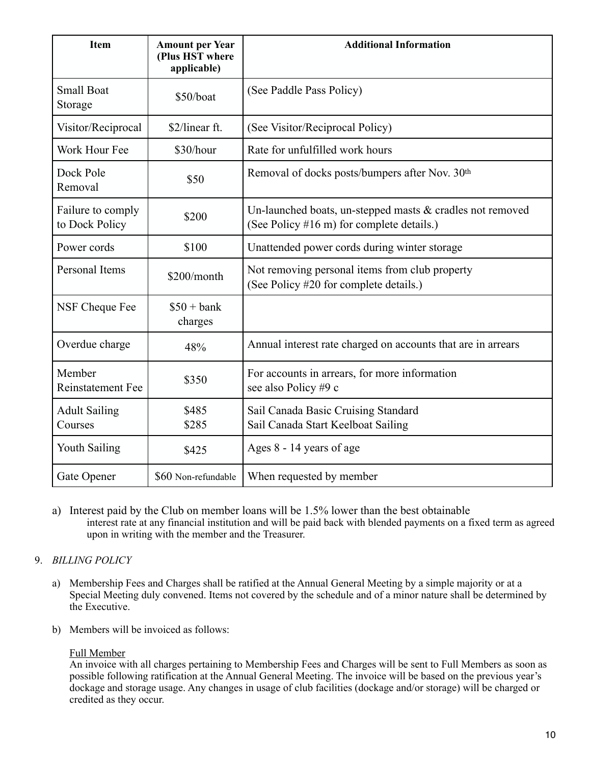| Item | Amount per Year (Plus HST where applicable) | Additional Information |
| --- | --- | --- |
| Small Boat Storage | $50/boat | (See Paddle Pass Policy) |
| Visitor/Reciprocal | $2/linear ft. | (See Visitor/Reciprocal Policy) |
| Work Hour Fee | $30/hour | Rate for unfulfilled work hours |
| Dock Pole Removal | $50 | Removal of docks posts/bumpers after Nov. 30th |
| Failure to comply to Dock Policy | $200 | Un-launched boats, un-stepped masts & cradles not removed (See Policy #16 m) for complete details.) |
| Power cords | $100 | Unattended power cords during winter storage |
| Personal Items | $200/month | Not removing personal items from club property (See Policy #20 for complete details.) |
| NSF Cheque Fee | $50 + bank charges | |
| Overdue charge | 48% | Annual interest rate charged on accounts that are in arrears |
| Member Reinstatement Fee | $350 | For accounts in arrears, for more information see also Policy #9 c |
| Adult Sailing Courses | $485<br>$285 | Sail Canada Basic Cruising Standard<br>Sail Canada Start Keelboat Sailing |
| Youth Sailing | $425 | Ages 8 - 14 years of age |
| Gate Opener | $60 Non-refundable | When requested by member |

a) Interest paid by the Club on member loans will be 1.5% lower than the best obtainable interest rate at any financial institution and will be paid back with blended payments on a fixed term as agreed upon in writing with the member and the Treasurer.

9. *BILLING POLICY*

a) Membership Fees and Charges shall be ratified at the Annual General Meeting by a simple majority or at a Special Meeting duly convened. Items not covered by the schedule and of a minor nature shall be determined by the Executive.

b) Members will be invoiced as follows:

<u>Full Member</u>
An invoice with all charges pertaining to Membership Fees and Charges will be sent to Full Members as soon as possible following ratification at the Annual General Meeting. The invoice will be based on the previous year's dockage and storage usage. Any changes in usage of club facilities (dockage and/or storage) will be charged or credited as they occur.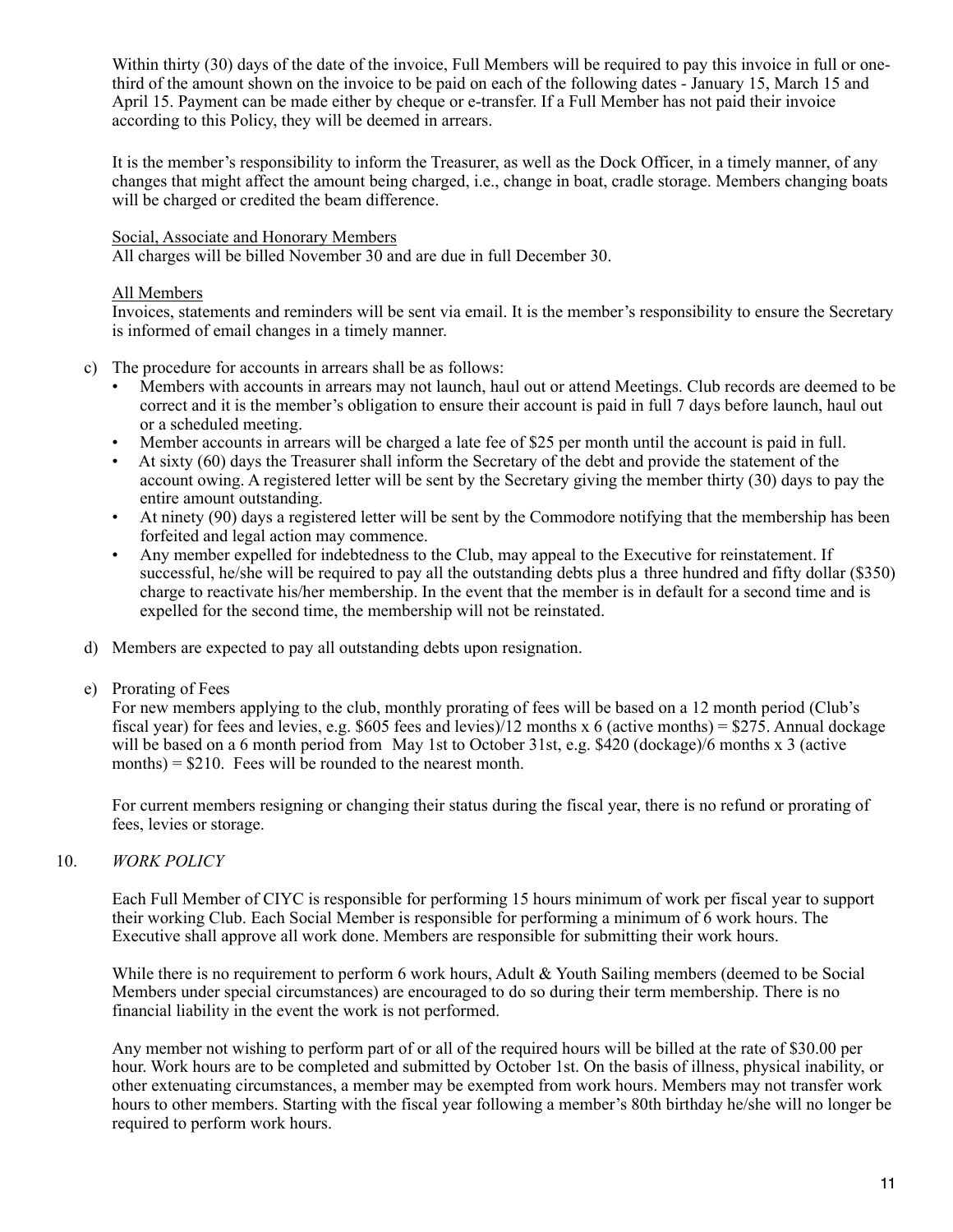Within thirty (30) days of the date of the invoice, Full Members will be required to pay this invoice in full or one-third of the amount shown on the invoice to be paid on each of the following dates - January 15, March 15 and April 15. Payment can be made either by cheque or e-transfer. If a Full Member has not paid their invoice according to this Policy, they will be deemed in arrears.

It is the member's responsibility to inform the Treasurer, as well as the Dock Officer, in a timely manner, of any changes that might affect the amount being charged, i.e., change in boat, cradle storage. Members changing boats will be charged or credited the beam difference.

<u>Social, Associate and Honorary Members</u>
All charges will be billed November 30 and are due in full December 30.

<u>All Members</u>
Invoices, statements and reminders will be sent via email. It is the member's responsibility to ensure the Secretary is informed of email changes in a timely manner.

c) The procedure for accounts in arrears shall be as follows:
   - Members with accounts in arrears may not launch, haul out or attend Meetings. Club records are deemed to be correct and it is the member's obligation to ensure their account is paid in full 7 days before launch, haul out or a scheduled meeting.
   - Member accounts in arrears will be charged a late fee of $25 per month until the account is paid in full.
   - At sixty (60) days the Treasurer shall inform the Secretary of the debt and provide the statement of the account owing. A registered letter will be sent by the Secretary giving the member thirty (30) days to pay the entire amount outstanding.
   - At ninety (90) days a registered letter will be sent by the Commodore notifying that the membership has been forfeited and legal action may commence.
   - Any member expelled for indebtedness to the Club, may appeal to the Executive for reinstatement. If successful, he/she will be required to pay all the outstanding debts plus a three hundred and fifty dollar ($350) charge to reactivate his/her membership. In the event that the member is in default for a second time and is expelled for the second time, the membership will not be reinstated.

d) Members are expected to pay all outstanding debts upon resignation.

e) Prorating of Fees
   For new members applying to the club, monthly prorating of fees will be based on a 12 month period (Club's fiscal year) for fees and levies, e.g. $605 fees and levies)/12 months x 6 (active months) = $275. Annual dockage will be based on a 6 month period from May 1st to October 31st, e.g. $420 (dockage)/6 months x 3 (active months) = $210. Fees will be rounded to the nearest month.

   For current members resigning or changing their status during the fiscal year, there is no refund or prorating of fees, levies or storage.

## 10. *WORK POLICY*

Each Full Member of CIYC is responsible for performing 15 hours minimum of work per fiscal year to support their working Club. Each Social Member is responsible for performing a minimum of 6 work hours. The Executive shall approve all work done. Members are responsible for submitting their work hours.

While there is no requirement to perform 6 work hours, Adult & Youth Sailing members (deemed to be Social Members under special circumstances) are encouraged to do so during their term membership. There is no financial liability in the event the work is not performed.

Any member not wishing to perform part of or all of the required hours will be billed at the rate of $30.00 per hour. Work hours are to be completed and submitted by October 1st. On the basis of illness, physical inability, or other extenuating circumstances, a member may be exempted from work hours. Members may not transfer work hours to other members. Starting with the fiscal year following a member's 80th birthday he/she will no longer be required to perform work hours.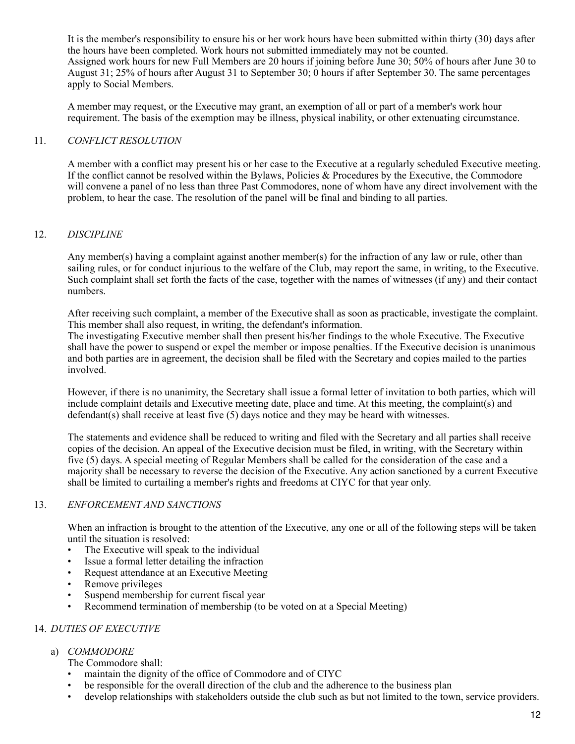It is the member's responsibility to ensure his or her work hours have been submitted within thirty (30) days after the hours have been completed. Work hours not submitted immediately may not be counted.
Assigned work hours for new Full Members are 20 hours if joining before June 30; 50% of hours after June 30 to August 31; 25% of hours after August 31 to September 30; 0 hours if after September 30. The same percentages apply to Social Members.

A member may request, or the Executive may grant, an exemption of all or part of a member's work hour requirement. The basis of the exemption may be illness, physical inability, or other extenuating circumstance.

## 11. *CONFLICT RESOLUTION*

A member with a conflict may present his or her case to the Executive at a regularly scheduled Executive meeting. If the conflict cannot be resolved within the Bylaws, Policies & Procedures by the Executive, the Commodore will convene a panel of no less than three Past Commodores, none of whom have any direct involvement with the problem, to hear the case. The resolution of the panel will be final and binding to all parties.

## 12. *DISCIPLINE*

Any member(s) having a complaint against another member(s) for the infraction of any law or rule, other than sailing rules, or for conduct injurious to the welfare of the Club, may report the same, in writing, to the Executive. Such complaint shall set forth the facts of the case, together with the names of witnesses (if any) and their contact numbers.

After receiving such complaint, a member of the Executive shall as soon as practicable, investigate the complaint. This member shall also request, in writing, the defendant's information.
The investigating Executive member shall then present his/her findings to the whole Executive. The Executive shall have the power to suspend or expel the member or impose penalties. If the Executive decision is unanimous and both parties are in agreement, the decision shall be filed with the Secretary and copies mailed to the parties involved.

However, if there is no unanimity, the Secretary shall issue a formal letter of invitation to both parties, which will include complaint details and Executive meeting date, place and time. At this meeting, the complaint(s) and defendant(s) shall receive at least five (5) days notice and they may be heard with witnesses.

The statements and evidence shall be reduced to writing and filed with the Secretary and all parties shall receive copies of the decision. An appeal of the Executive decision must be filed, in writing, with the Secretary within five (5) days. A special meeting of Regular Members shall be called for the consideration of the case and a majority shall be necessary to reverse the decision of the Executive. Any action sanctioned by a current Executive shall be limited to curtailing a member's rights and freedoms at CIYC for that year only.

## 13. *ENFORCEMENT AND SANCTIONS*

When an infraction is brought to the attention of the Executive, any one or all of the following steps will be taken until the situation is resolved:

- The Executive will speak to the individual
- Issue a formal letter detailing the infraction
- Request attendance at an Executive Meeting
- Remove privileges
- Suspend membership for current fiscal year
- Recommend termination of membership (to be voted on at a Special Meeting)

## 14. *DUTIES OF EXECUTIVE*

### a) *COMMODORE*

The Commodore shall:

- maintain the dignity of the office of Commodore and of CIYC
- be responsible for the overall direction of the club and the adherence to the business plan
- develop relationships with stakeholders outside the club such as but not limited to the town, service providers.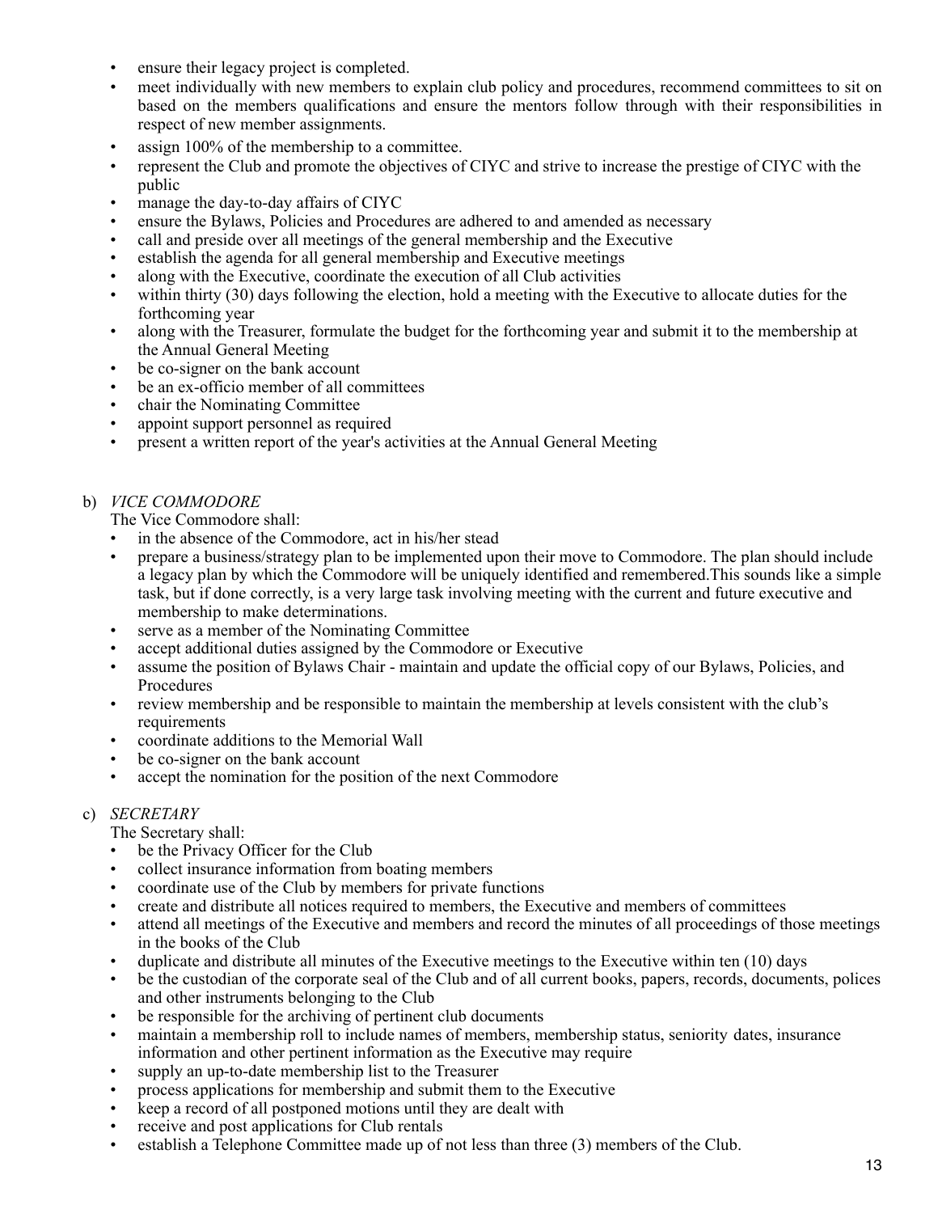- ensure their legacy project is completed.
- meet individually with new members to explain club policy and procedures, recommend committees to sit on based on the members qualifications and ensure the mentors follow through with their responsibilities in respect of new member assignments.
- assign 100% of the membership to a committee.
- represent the Club and promote the objectives of CIYC and strive to increase the prestige of CIYC with the public
- manage the day-to-day affairs of CIYC
- ensure the Bylaws, Policies and Procedures are adhered to and amended as necessary
- call and preside over all meetings of the general membership and the Executive
- establish the agenda for all general membership and Executive meetings
- along with the Executive, coordinate the execution of all Club activities
- within thirty (30) days following the election, hold a meeting with the Executive to allocate duties for the forthcoming year
- along with the Treasurer, formulate the budget for the forthcoming year and submit it to the membership at the Annual General Meeting
- be co-signer on the bank account
- be an ex-officio member of all committees
- chair the Nominating Committee
- appoint support personnel as required
- present a written report of the year's activities at the Annual General Meeting

b) *VICE COMMODORE*

The Vice Commodore shall:

- in the absence of the Commodore, act in his/her stead
- prepare a business/strategy plan to be implemented upon their move to Commodore. The plan should include a legacy plan by which the Commodore will be uniquely identified and remembered.This sounds like a simple task, but if done correctly, is a very large task involving meeting with the current and future executive and membership to make determinations.
- serve as a member of the Nominating Committee
- accept additional duties assigned by the Commodore or Executive
- assume the position of Bylaws Chair - maintain and update the official copy of our Bylaws, Policies, and Procedures
- review membership and be responsible to maintain the membership at levels consistent with the club's requirements
- coordinate additions to the Memorial Wall
- be co-signer on the bank account
- accept the nomination for the position of the next Commodore

c) *SECRETARY*

The Secretary shall:

- be the Privacy Officer for the Club
- collect insurance information from boating members
- coordinate use of the Club by members for private functions
- create and distribute all notices required to members, the Executive and members of committees
- attend all meetings of the Executive and members and record the minutes of all proceedings of those meetings in the books of the Club
- duplicate and distribute all minutes of the Executive meetings to the Executive within ten (10) days
- be the custodian of the corporate seal of the Club and of all current books, papers, records, documents, polices and other instruments belonging to the Club
- be responsible for the archiving of pertinent club documents
- maintain a membership roll to include names of members, membership status, seniority dates, insurance information and other pertinent information as the Executive may require
- supply an up-to-date membership list to the Treasurer
- process applications for membership and submit them to the Executive
- keep a record of all postponed motions until they are dealt with
- receive and post applications for Club rentals
- establish a Telephone Committee made up of not less than three (3) members of the Club.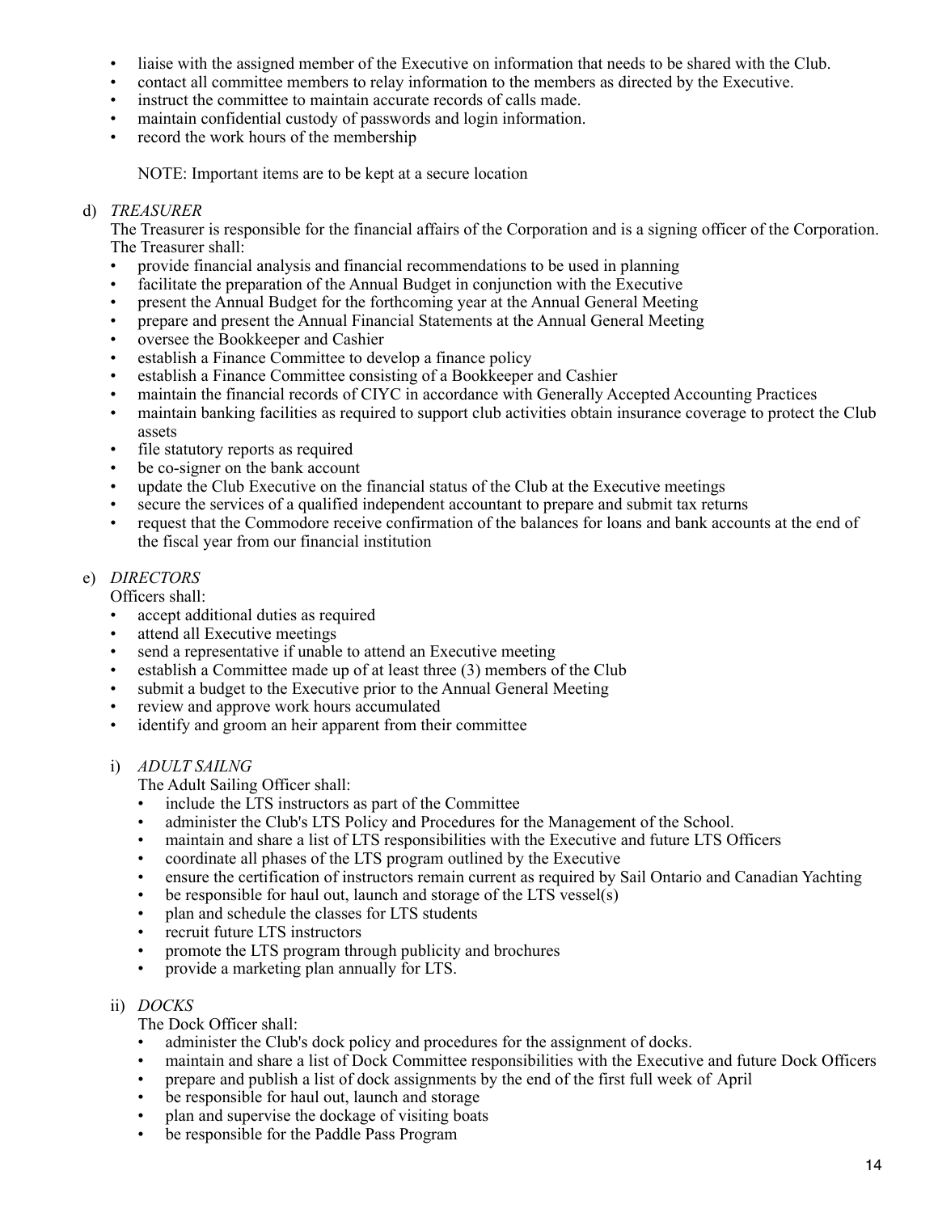- liaise with the assigned member of the Executive on information that needs to be shared with the Club.
- contact all committee members to relay information to the members as directed by the Executive.
- instruct the committee to maintain accurate records of calls made.
- maintain confidential custody of passwords and login information.
- record the work hours of the membership

  NOTE: Important items are to be kept at a secure location

d) *TREASURER*

The Treasurer is responsible for the financial affairs of the Corporation and is a signing officer of the Corporation. The Treasurer shall:

- provide financial analysis and financial recommendations to be used in planning
- facilitate the preparation of the Annual Budget in conjunction with the Executive
- present the Annual Budget for the forthcoming year at the Annual General Meeting
- prepare and present the Annual Financial Statements at the Annual General Meeting
- oversee the Bookkeeper and Cashier
- establish a Finance Committee to develop a finance policy
- establish a Finance Committee consisting of a Bookkeeper and Cashier
- maintain the financial records of CIYC in accordance with Generally Accepted Accounting Practices
- maintain banking facilities as required to support club activities obtain insurance coverage to protect the Club assets
- file statutory reports as required
- be co-signer on the bank account
- update the Club Executive on the financial status of the Club at the Executive meetings
- secure the services of a qualified independent accountant to prepare and submit tax returns
- request that the Commodore receive confirmation of the balances for loans and bank accounts at the end of the fiscal year from our financial institution

e) *DIRECTORS*

Officers shall:

- accept additional duties as required
- attend all Executive meetings
- send a representative if unable to attend an Executive meeting
- establish a Committee made up of at least three (3) members of the Club
- submit a budget to the Executive prior to the Annual General Meeting
- review and approve work hours accumulated
- identify and groom an heir apparent from their committee

i) *ADULT SAILNG*

The Adult Sailing Officer shall:

- include the LTS instructors as part of the Committee
- administer the Club's LTS Policy and Procedures for the Management of the School.
- maintain and share a list of LTS responsibilities with the Executive and future LTS Officers
- coordinate all phases of the LTS program outlined by the Executive
- ensure the certification of instructors remain current as required by Sail Ontario and Canadian Yachting
- be responsible for haul out, launch and storage of the LTS vessel(s)
- plan and schedule the classes for LTS students
- recruit future LTS instructors
- promote the LTS program through publicity and brochures
- provide a marketing plan annually for LTS.

ii) *DOCKS*

The Dock Officer shall:

- administer the Club's dock policy and procedures for the assignment of docks.
- maintain and share a list of Dock Committee responsibilities with the Executive and future Dock Officers
- prepare and publish a list of dock assignments by the end of the first full week of April
- be responsible for haul out, launch and storage
- plan and supervise the dockage of visiting boats
- be responsible for the Paddle Pass Program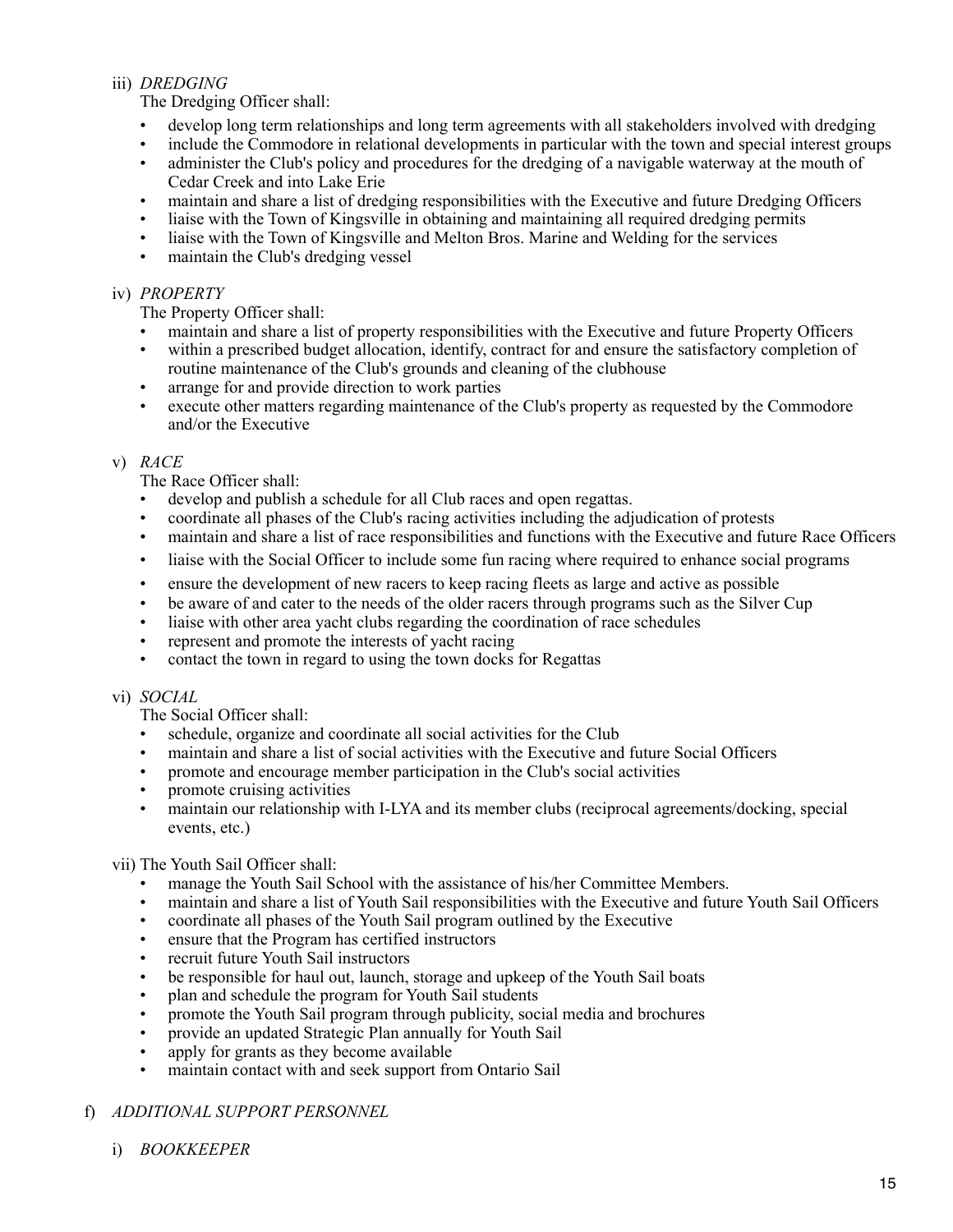iii) *DREDGING*

The Dredging Officer shall:

- develop long term relationships and long term agreements with all stakeholders involved with dredging
- include the Commodore in relational developments in particular with the town and special interest groups
- administer the Club's policy and procedures for the dredging of a navigable waterway at the mouth of Cedar Creek and into Lake Erie
- maintain and share a list of dredging responsibilities with the Executive and future Dredging Officers
- liaise with the Town of Kingsville in obtaining and maintaining all required dredging permits
- liaise with the Town of Kingsville and Melton Bros. Marine and Welding for the services
- maintain the Club's dredging vessel

iv) *PROPERTY*

The Property Officer shall:

- maintain and share a list of property responsibilities with the Executive and future Property Officers
- within a prescribed budget allocation, identify, contract for and ensure the satisfactory completion of routine maintenance of the Club's grounds and cleaning of the clubhouse
- arrange for and provide direction to work parties
- execute other matters regarding maintenance of the Club's property as requested by the Commodore and/or the Executive

v) *RACE*

The Race Officer shall:

- develop and publish a schedule for all Club races and open regattas.
- coordinate all phases of the Club's racing activities including the adjudication of protests
- maintain and share a list of race responsibilities and functions with the Executive and future Race Officers
- liaise with the Social Officer to include some fun racing where required to enhance social programs
- ensure the development of new racers to keep racing fleets as large and active as possible
- be aware of and cater to the needs of the older racers through programs such as the Silver Cup
- liaise with other area yacht clubs regarding the coordination of race schedules
- represent and promote the interests of yacht racing
- contact the town in regard to using the town docks for Regattas

vi) *SOCIAL*

The Social Officer shall:

- schedule, organize and coordinate all social activities for the Club
- maintain and share a list of social activities with the Executive and future Social Officers
- promote and encourage member participation in the Club's social activities
- promote cruising activities
- maintain our relationship with I-LYA and its member clubs (reciprocal agreements/docking, special events, etc.)

vii) The Youth Sail Officer shall:

- manage the Youth Sail School with the assistance of his/her Committee Members.
- maintain and share a list of Youth Sail responsibilities with the Executive and future Youth Sail Officers
- coordinate all phases of the Youth Sail program outlined by the Executive
- ensure that the Program has certified instructors
- recruit future Youth Sail instructors
- be responsible for haul out, launch, storage and upkeep of the Youth Sail boats
- plan and schedule the program for Youth Sail students
- promote the Youth Sail program through publicity, social media and brochures
- provide an updated Strategic Plan annually for Youth Sail
- apply for grants as they become available
- maintain contact with and seek support from Ontario Sail

f) *ADDITIONAL SUPPORT PERSONNEL*

i) *BOOKKEEPER*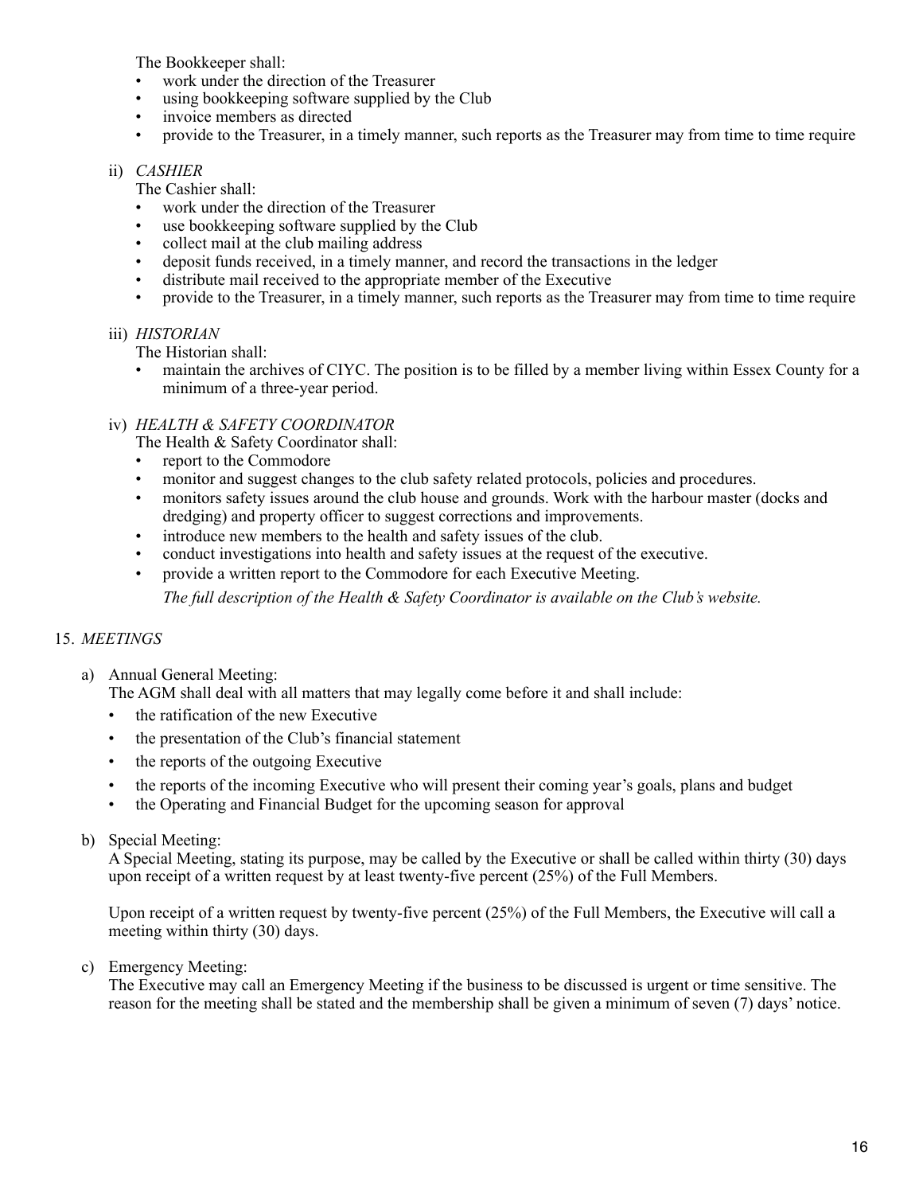The Bookkeeper shall:

- work under the direction of the Treasurer
- using bookkeeping software supplied by the Club
- invoice members as directed
- provide to the Treasurer, in a timely manner, such reports as the Treasurer may from time to time require

ii) *CASHIER*

The Cashier shall:

- work under the direction of the Treasurer
- use bookkeeping software supplied by the Club
- collect mail at the club mailing address
- deposit funds received, in a timely manner, and record the transactions in the ledger
- distribute mail received to the appropriate member of the Executive
- provide to the Treasurer, in a timely manner, such reports as the Treasurer may from time to time require

iii) *HISTORIAN*

The Historian shall:

- maintain the archives of CIYC. The position is to be filled by a member living within Essex County for a minimum of a three-year period.

iv) *HEALTH & SAFETY COORDINATOR*

The Health & Safety Coordinator shall:

- report to the Commodore
- monitor and suggest changes to the club safety related protocols, policies and procedures.
- monitors safety issues around the club house and grounds. Work with the harbour master (docks and dredging) and property officer to suggest corrections and improvements.
- introduce new members to the health and safety issues of the club.
- conduct investigations into health and safety issues at the request of the executive.
- provide a written report to the Commodore for each Executive Meeting.

*The full description of the Health & Safety Coordinator is available on the Club's website.*

15. *MEETINGS*

a) Annual General Meeting:

The AGM shall deal with all matters that may legally come before it and shall include:

- the ratification of the new Executive
- the presentation of the Club's financial statement
- the reports of the outgoing Executive
- the reports of the incoming Executive who will present their coming year's goals, plans and budget
- the Operating and Financial Budget for the upcoming season for approval

b) Special Meeting:

A Special Meeting, stating its purpose, may be called by the Executive or shall be called within thirty (30) days upon receipt of a written request by at least twenty-five percent (25%) of the Full Members.

Upon receipt of a written request by twenty-five percent (25%) of the Full Members, the Executive will call a meeting within thirty (30) days.

c) Emergency Meeting:

The Executive may call an Emergency Meeting if the business to be discussed is urgent or time sensitive. The reason for the meeting shall be stated and the membership shall be given a minimum of seven (7) days' notice.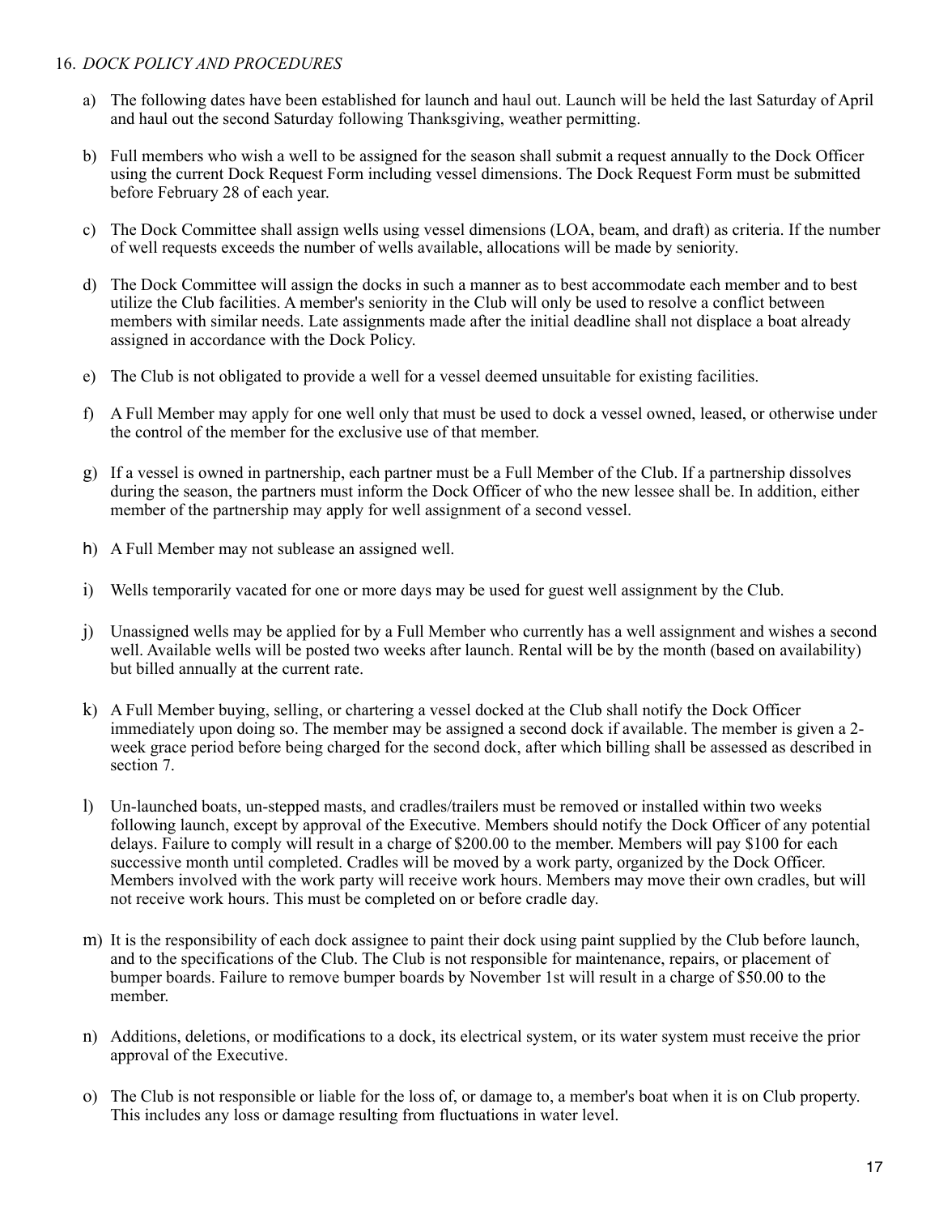16. *DOCK POLICY AND PROCEDURES*

a) The following dates have been established for launch and haul out. Launch will be held the last Saturday of April and haul out the second Saturday following Thanksgiving, weather permitting.

b) Full members who wish a well to be assigned for the season shall submit a request annually to the Dock Officer using the current Dock Request Form including vessel dimensions. The Dock Request Form must be submitted before February 28 of each year.

c) The Dock Committee shall assign wells using vessel dimensions (LOA, beam, and draft) as criteria. If the number of well requests exceeds the number of wells available, allocations will be made by seniority.

d) The Dock Committee will assign the docks in such a manner as to best accommodate each member and to best utilize the Club facilities. A member's seniority in the Club will only be used to resolve a conflict between members with similar needs. Late assignments made after the initial deadline shall not displace a boat already assigned in accordance with the Dock Policy.

e) The Club is not obligated to provide a well for a vessel deemed unsuitable for existing facilities.

f) A Full Member may apply for one well only that must be used to dock a vessel owned, leased, or otherwise under the control of the member for the exclusive use of that member.

g) If a vessel is owned in partnership, each partner must be a Full Member of the Club. If a partnership dissolves during the season, the partners must inform the Dock Officer of who the new lessee shall be. In addition, either member of the partnership may apply for well assignment of a second vessel.

h) A Full Member may not sublease an assigned well.

i) Wells temporarily vacated for one or more days may be used for guest well assignment by the Club.

j) Unassigned wells may be applied for by a Full Member who currently has a well assignment and wishes a second well. Available wells will be posted two weeks after launch. Rental will be by the month (based on availability) but billed annually at the current rate.

k) A Full Member buying, selling, or chartering a vessel docked at the Club shall notify the Dock Officer immediately upon doing so. The member may be assigned a second dock if available. The member is given a 2-week grace period before being charged for the second dock, after which billing shall be assessed as described in section 7.

l) Un-launched boats, un-stepped masts, and cradles/trailers must be removed or installed within two weeks following launch, except by approval of the Executive. Members should notify the Dock Officer of any potential delays. Failure to comply will result in a charge of $200.00 to the member. Members will pay $100 for each successive month until completed. Cradles will be moved by a work party, organized by the Dock Officer. Members involved with the work party will receive work hours. Members may move their own cradles, but will not receive work hours. This must be completed on or before cradle day.

m) It is the responsibility of each dock assignee to paint their dock using paint supplied by the Club before launch, and to the specifications of the Club. The Club is not responsible for maintenance, repairs, or placement of bumper boards. Failure to remove bumper boards by November 1st will result in a charge of $50.00 to the member.

n) Additions, deletions, or modifications to a dock, its electrical system, or its water system must receive the prior approval of the Executive.

o) The Club is not responsible or liable for the loss of, or damage to, a member's boat when it is on Club property. This includes any loss or damage resulting from fluctuations in water level.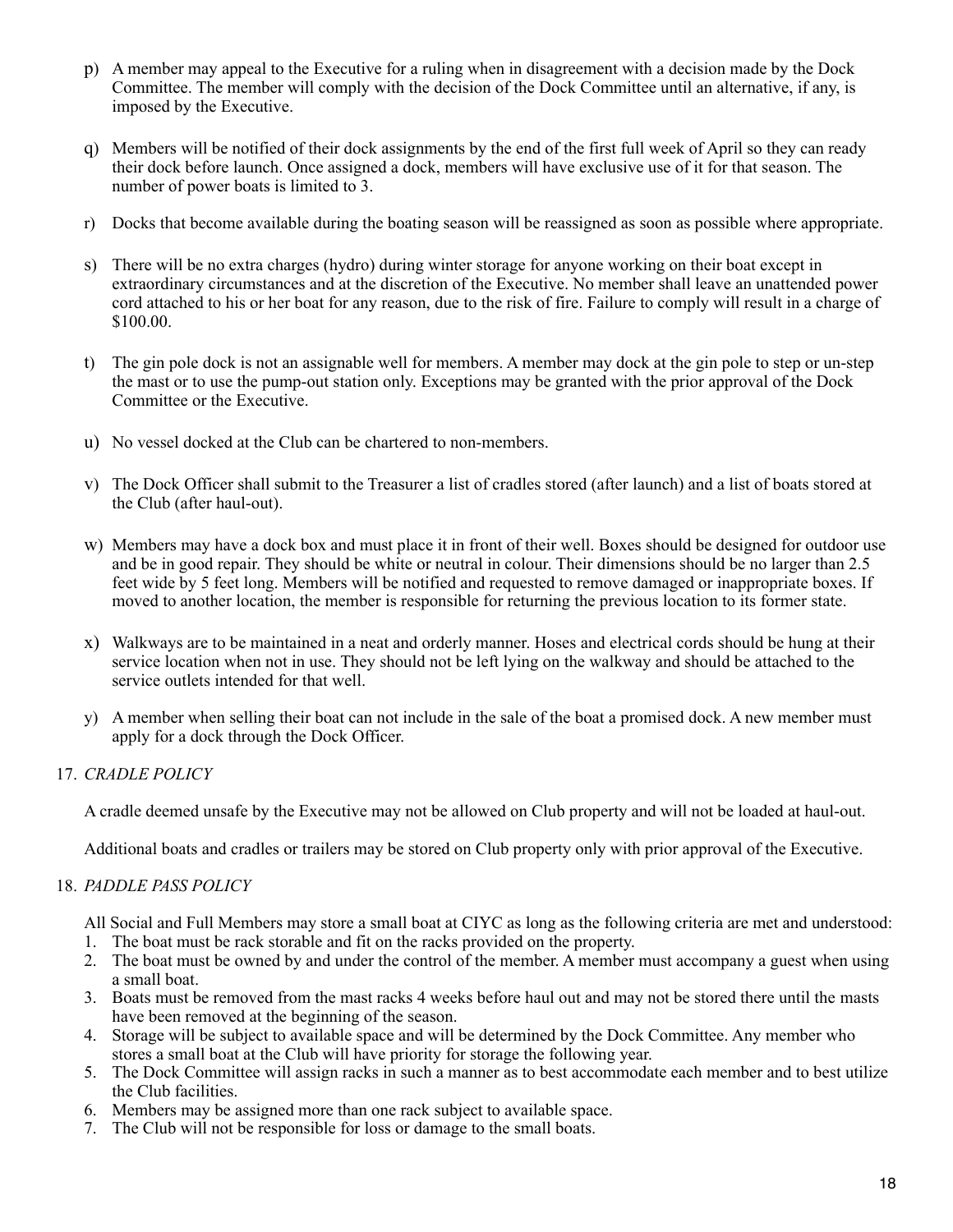p) A member may appeal to the Executive for a ruling when in disagreement with a decision made by the Dock Committee. The member will comply with the decision of the Dock Committee until an alternative, if any, is imposed by the Executive.

q) Members will be notified of their dock assignments by the end of the first full week of April so they can ready their dock before launch. Once assigned a dock, members will have exclusive use of it for that season. The number of power boats is limited to 3.

r) Docks that become available during the boating season will be reassigned as soon as possible where appropriate.

s) There will be no extra charges (hydro) during winter storage for anyone working on their boat except in extraordinary circumstances and at the discretion of the Executive. No member shall leave an unattended power cord attached to his or her boat for any reason, due to the risk of fire. Failure to comply will result in a charge of $100.00.

t) The gin pole dock is not an assignable well for members. A member may dock at the gin pole to step or un-step the mast or to use the pump-out station only. Exceptions may be granted with the prior approval of the Dock Committee or the Executive.

u) No vessel docked at the Club can be chartered to non-members.

v) The Dock Officer shall submit to the Treasurer a list of cradles stored (after launch) and a list of boats stored at the Club (after haul-out).

w) Members may have a dock box and must place it in front of their well. Boxes should be designed for outdoor use and be in good repair. They should be white or neutral in colour. Their dimensions should be no larger than 2.5 feet wide by 5 feet long. Members will be notified and requested to remove damaged or inappropriate boxes. If moved to another location, the member is responsible for returning the previous location to its former state.

x) Walkways are to be maintained in a neat and orderly manner. Hoses and electrical cords should be hung at their service location when not in use. They should not be left lying on the walkway and should be attached to the service outlets intended for that well.

y) A member when selling their boat can not include in the sale of the boat a promised dock. A new member must apply for a dock through the Dock Officer.

17. *CRADLE POLICY*

A cradle deemed unsafe by the Executive may not be allowed on Club property and will not be loaded at haul-out.

Additional boats and cradles or trailers may be stored on Club property only with prior approval of the Executive.

18. *PADDLE PASS POLICY*

All Social and Full Members may store a small boat at CIYC as long as the following criteria are met and understood:

1. The boat must be rack storable and fit on the racks provided on the property.
2. The boat must be owned by and under the control of the member. A member must accompany a guest when using a small boat.
3. Boats must be removed from the mast racks 4 weeks before haul out and may not be stored there until the masts have been removed at the beginning of the season.
4. Storage will be subject to available space and will be determined by the Dock Committee. Any member who stores a small boat at the Club will have priority for storage the following year.
5. The Dock Committee will assign racks in such a manner as to best accommodate each member and to best utilize the Club facilities.
6. Members may be assigned more than one rack subject to available space.
7. The Club will not be responsible for loss or damage to the small boats.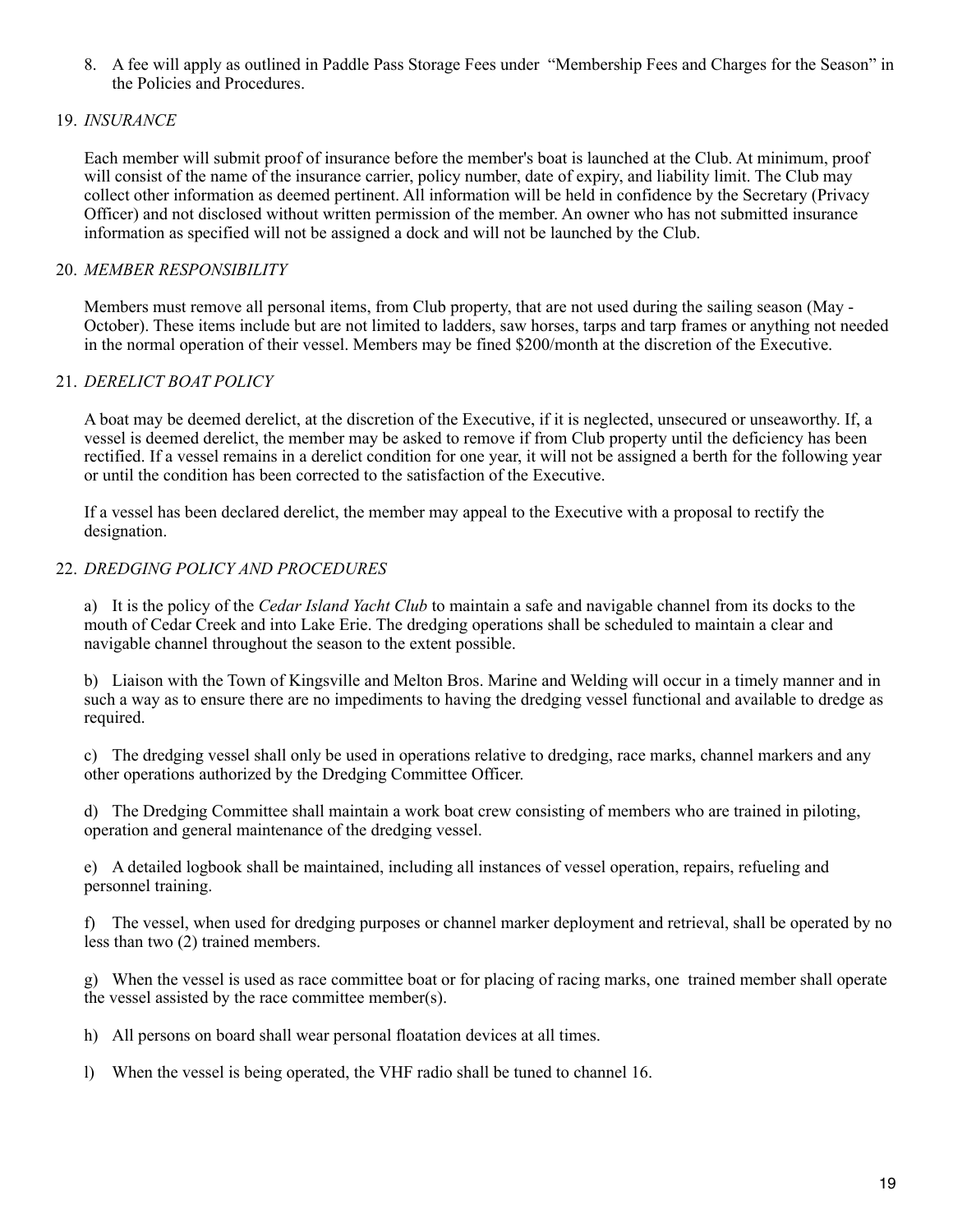8. A fee will apply as outlined in Paddle Pass Storage Fees under "Membership Fees and Charges for the Season" in the Policies and Procedures.

19. *INSURANCE*

Each member will submit proof of insurance before the member's boat is launched at the Club. At minimum, proof will consist of the name of the insurance carrier, policy number, date of expiry, and liability limit. The Club may collect other information as deemed pertinent. All information will be held in confidence by the Secretary (Privacy Officer) and not disclosed without written permission of the member. An owner who has not submitted insurance information as specified will not be assigned a dock and will not be launched by the Club.

20. *MEMBER RESPONSIBILITY*

Members must remove all personal items, from Club property, that are not used during the sailing season (May - October). These items include but are not limited to ladders, saw horses, tarps and tarp frames or anything not needed in the normal operation of their vessel. Members may be fined $200/month at the discretion of the Executive.

21. *DERELICT BOAT POLICY*

A boat may be deemed derelict, at the discretion of the Executive, if it is neglected, unsecured or unseaworthy. If, a vessel is deemed derelict, the member may be asked to remove if from Club property until the deficiency has been rectified. If a vessel remains in a derelict condition for one year, it will not be assigned a berth for the following year or until the condition has been corrected to the satisfaction of the Executive.

If a vessel has been declared derelict, the member may appeal to the Executive with a proposal to rectify the designation.

22. *DREDGING POLICY AND PROCEDURES*

a) It is the policy of the *Cedar Island Yacht Club* to maintain a safe and navigable channel from its docks to the mouth of Cedar Creek and into Lake Erie. The dredging operations shall be scheduled to maintain a clear and navigable channel throughout the season to the extent possible.

b) Liaison with the Town of Kingsville and Melton Bros. Marine and Welding will occur in a timely manner and in such a way as to ensure there are no impediments to having the dredging vessel functional and available to dredge as required.

c) The dredging vessel shall only be used in operations relative to dredging, race marks, channel markers and any other operations authorized by the Dredging Committee Officer.

d) The Dredging Committee shall maintain a work boat crew consisting of members who are trained in piloting, operation and general maintenance of the dredging vessel.

e) A detailed logbook shall be maintained, including all instances of vessel operation, repairs, refueling and personnel training.

f) The vessel, when used for dredging purposes or channel marker deployment and retrieval, shall be operated by no less than two (2) trained members.

g) When the vessel is used as race committee boat or for placing of racing marks, one trained member shall operate the vessel assisted by the race committee member(s).

h) All persons on board shall wear personal floatation devices at all times.

l) When the vessel is being operated, the VHF radio shall be tuned to channel 16.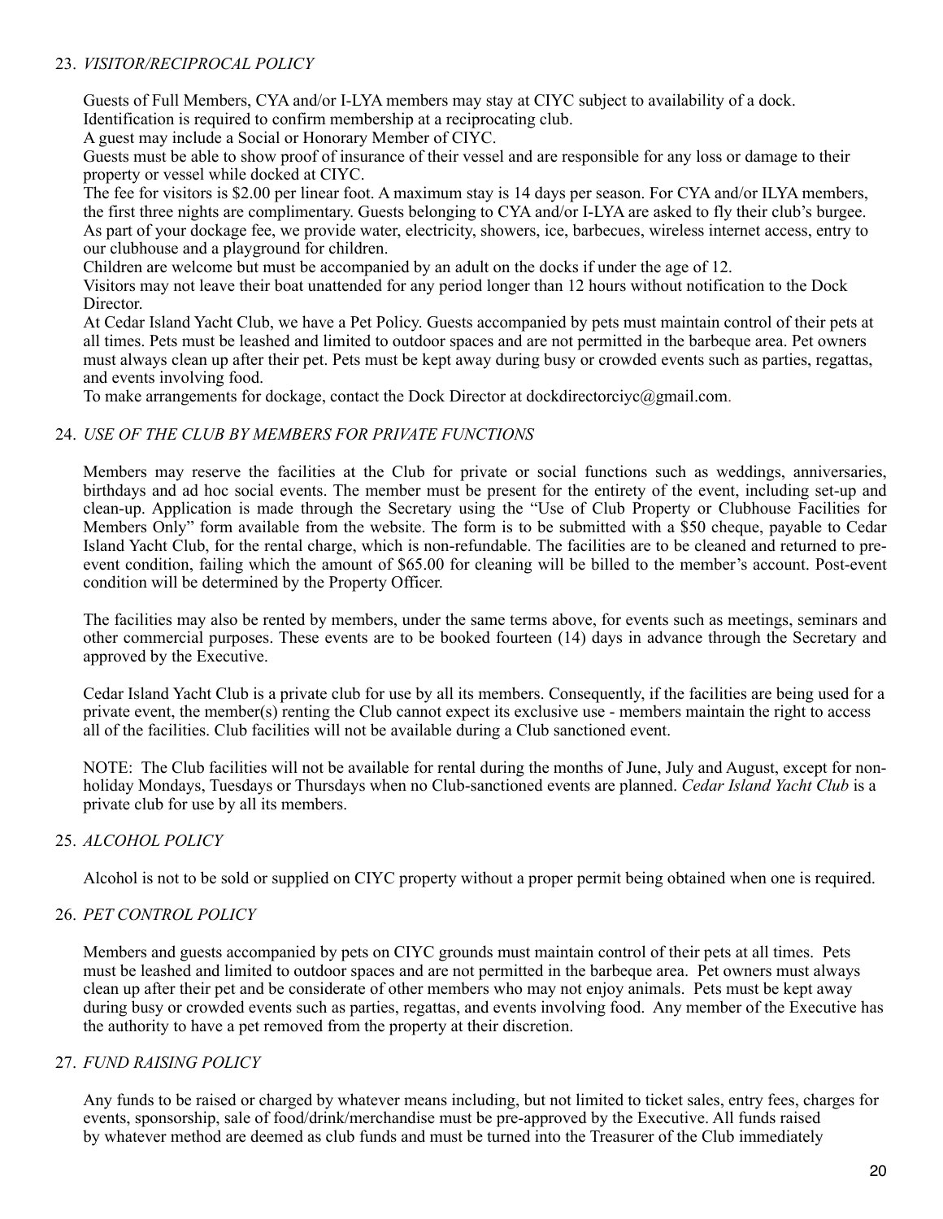23. *VISITOR/RECIPROCAL POLICY*

Guests of Full Members, CYA and/or I-LYA members may stay at CIYC subject to availability of a dock.
Identification is required to confirm membership at a reciprocating club.
A guest may include a Social or Honorary Member of CIYC.
Guests must be able to show proof of insurance of their vessel and are responsible for any loss or damage to their property or vessel while docked at CIYC.
The fee for visitors is $2.00 per linear foot. A maximum stay is 14 days per season. For CYA and/or ILYA members, the first three nights are complimentary. Guests belonging to CYA and/or I-LYA are asked to fly their club's burgee.
As part of your dockage fee, we provide water, electricity, showers, ice, barbecues, wireless internet access, entry to our clubhouse and a playground for children.
Children are welcome but must be accompanied by an adult on the docks if under the age of 12.
Visitors may not leave their boat unattended for any period longer than 12 hours without notification to the Dock Director.
At Cedar Island Yacht Club, we have a Pet Policy. Guests accompanied by pets must maintain control of their pets at all times. Pets must be leashed and limited to outdoor spaces and are not permitted in the barbeque area. Pet owners must always clean up after their pet. Pets must be kept away during busy or crowded events such as parties, regattas, and events involving food.
To make arrangements for dockage, contact the Dock Director at dockdirectorciyc@gmail.com.

24. *USE OF THE CLUB BY MEMBERS FOR PRIVATE FUNCTIONS*

Members may reserve the facilities at the Club for private or social functions such as weddings, anniversaries, birthdays and ad hoc social events. The member must be present for the entirety of the event, including set-up and clean-up. Application is made through the Secretary using the "Use of Club Property or Clubhouse Facilities for Members Only" form available from the website. The form is to be submitted with a $50 cheque, payable to Cedar Island Yacht Club, for the rental charge, which is non-refundable. The facilities are to be cleaned and returned to pre-event condition, failing which the amount of $65.00 for cleaning will be billed to the member's account. Post-event condition will be determined by the Property Officer.

The facilities may also be rented by members, under the same terms above, for events such as meetings, seminars and other commercial purposes. These events are to be booked fourteen (14) days in advance through the Secretary and approved by the Executive.

Cedar Island Yacht Club is a private club for use by all its members. Consequently, if the facilities are being used for a private event, the member(s) renting the Club cannot expect its exclusive use - members maintain the right to access all of the facilities. Club facilities will not be available during a Club sanctioned event.

NOTE: The Club facilities will not be available for rental during the months of June, July and August, except for non-holiday Mondays, Tuesdays or Thursdays when no Club-sanctioned events are planned. *Cedar Island Yacht Club* is a private club for use by all its members.

25. *ALCOHOL POLICY*

Alcohol is not to be sold or supplied on CIYC property without a proper permit being obtained when one is required.

26. *PET CONTROL POLICY*

Members and guests accompanied by pets on CIYC grounds must maintain control of their pets at all times. Pets must be leashed and limited to outdoor spaces and are not permitted in the barbeque area. Pet owners must always clean up after their pet and be considerate of other members who may not enjoy animals. Pets must be kept away during busy or crowded events such as parties, regattas, and events involving food. Any member of the Executive has the authority to have a pet removed from the property at their discretion.

27. *FUND RAISING POLICY*

Any funds to be raised or charged by whatever means including, but not limited to ticket sales, entry fees, charges for events, sponsorship, sale of food/drink/merchandise must be pre-approved by the Executive. All funds raised by whatever method are deemed as club funds and must be turned into the Treasurer of the Club immediately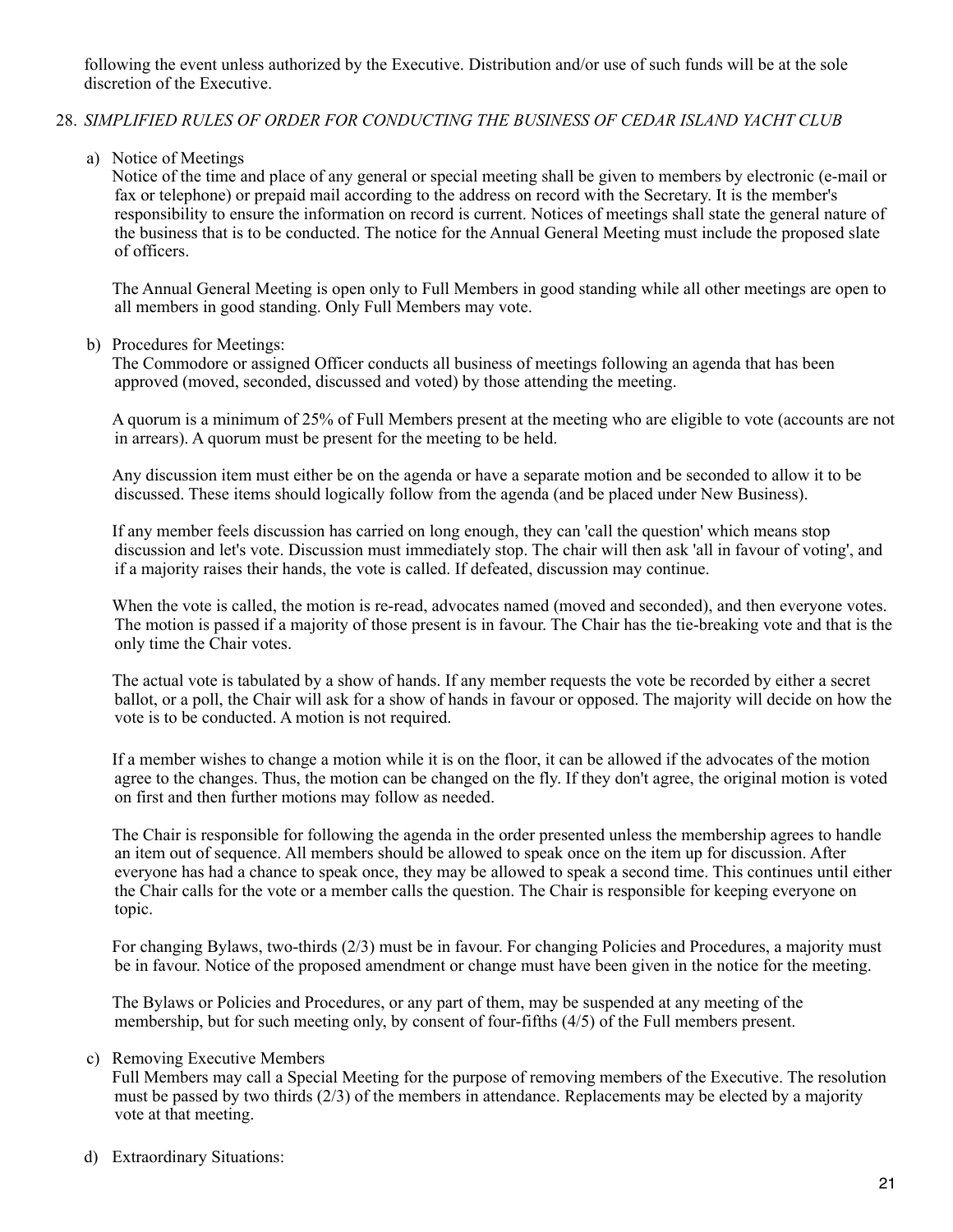following the event unless authorized by the Executive. Distribution and/or use of such funds will be at the sole discretion of the Executive.

28. *SIMPLIFIED RULES OF ORDER FOR CONDUCTING THE BUSINESS OF CEDAR ISLAND YACHT CLUB*

a) Notice of Meetings
Notice of the time and place of any general or special meeting shall be given to members by electronic (e-mail or fax or telephone) or prepaid mail according to the address on record with the Secretary. It is the member's responsibility to ensure the information on record is current. Notices of meetings shall state the general nature of the business that is to be conducted. The notice for the Annual General Meeting must include the proposed slate of officers.

The Annual General Meeting is open only to Full Members in good standing while all other meetings are open to all members in good standing. Only Full Members may vote.

b) Procedures for Meetings:
The Commodore or assigned Officer conducts all business of meetings following an agenda that has been approved (moved, seconded, discussed and voted) by those attending the meeting.

A quorum is a minimum of 25% of Full Members present at the meeting who are eligible to vote (accounts are not in arrears). A quorum must be present for the meeting to be held.

Any discussion item must either be on the agenda or have a separate motion and be seconded to allow it to be discussed. These items should logically follow from the agenda (and be placed under New Business).

If any member feels discussion has carried on long enough, they can 'call the question' which means stop discussion and let's vote. Discussion must immediately stop. The chair will then ask 'all in favour of voting', and if a majority raises their hands, the vote is called. If defeated, discussion may continue.

When the vote is called, the motion is re-read, advocates named (moved and seconded), and then everyone votes. The motion is passed if a majority of those present is in favour. The Chair has the tie-breaking vote and that is the only time the Chair votes.

The actual vote is tabulated by a show of hands. If any member requests the vote be recorded by either a secret ballot, or a poll, the Chair will ask for a show of hands in favour or opposed. The majority will decide on how the vote is to be conducted. A motion is not required.

If a member wishes to change a motion while it is on the floor, it can be allowed if the advocates of the motion agree to the changes. Thus, the motion can be changed on the fly. If they don't agree, the original motion is voted on first and then further motions may follow as needed.

The Chair is responsible for following the agenda in the order presented unless the membership agrees to handle an item out of sequence. All members should be allowed to speak once on the item up for discussion. After everyone has had a chance to speak once, they may be allowed to speak a second time. This continues until either the Chair calls for the vote or a member calls the question. The Chair is responsible for keeping everyone on topic.

For changing Bylaws, two-thirds (2/3) must be in favour. For changing Policies and Procedures, a majority must be in favour. Notice of the proposed amendment or change must have been given in the notice for the meeting.

The Bylaws or Policies and Procedures, or any part of them, may be suspended at any meeting of the membership, but for such meeting only, by consent of four-fifths (4/5) of the Full members present.

c) Removing Executive Members
Full Members may call a Special Meeting for the purpose of removing members of the Executive. The resolution must be passed by two thirds (2/3) of the members in attendance. Replacements may be elected by a majority vote at that meeting.

d) Extraordinary Situations: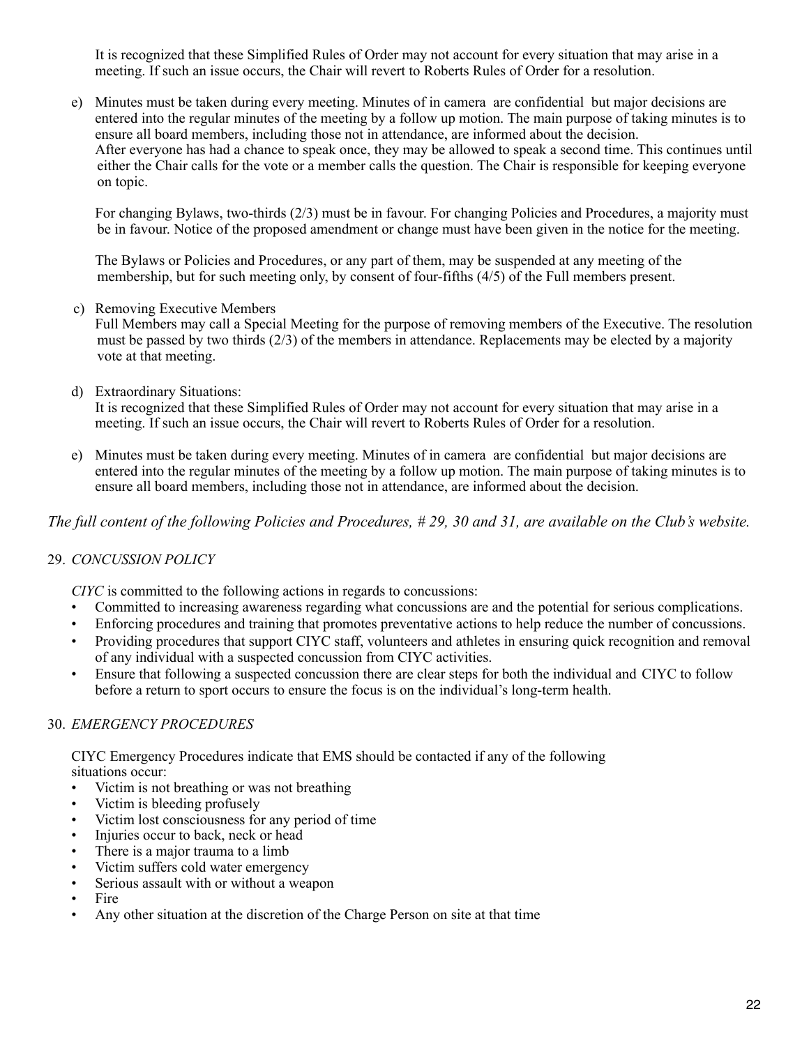It is recognized that these Simplified Rules of Order may not account for every situation that may arise in a meeting. If such an issue occurs, the Chair will revert to Roberts Rules of Order for a resolution.

e) Minutes must be taken during every meeting. Minutes of in camera are confidential but major decisions are entered into the regular minutes of the meeting by a follow up motion. The main purpose of taking minutes is to ensure all board members, including those not in attendance, are informed about the decision.
After everyone has had a chance to speak once, they may be allowed to speak a second time. This continues until either the Chair calls for the vote or a member calls the question. The Chair is responsible for keeping everyone on topic.

For changing Bylaws, two-thirds (2/3) must be in favour. For changing Policies and Procedures, a majority must be in favour. Notice of the proposed amendment or change must have been given in the notice for the meeting.

The Bylaws or Policies and Procedures, or any part of them, may be suspended at any meeting of the membership, but for such meeting only, by consent of four-fifths (4/5) of the Full members present.

c) Removing Executive Members
Full Members may call a Special Meeting for the purpose of removing members of the Executive. The resolution must be passed by two thirds (2/3) of the members in attendance. Replacements may be elected by a majority vote at that meeting.

d) Extraordinary Situations:
It is recognized that these Simplified Rules of Order may not account for every situation that may arise in a meeting. If such an issue occurs, the Chair will revert to Roberts Rules of Order for a resolution.

e) Minutes must be taken during every meeting. Minutes of in camera are confidential but major decisions are entered into the regular minutes of the meeting by a follow up motion. The main purpose of taking minutes is to ensure all board members, including those not in attendance, are informed about the decision.

*The full content of the following Policies and Procedures, # 29, 30 and 31, are available on the Club's website.*

29. *CONCUSSION POLICY*

*CIYC* is committed to the following actions in regards to concussions:

- Committed to increasing awareness regarding what concussions are and the potential for serious complications.
- Enforcing procedures and training that promotes preventative actions to help reduce the number of concussions.
- Providing procedures that support CIYC staff, volunteers and athletes in ensuring quick recognition and removal of any individual with a suspected concussion from CIYC activities.
- Ensure that following a suspected concussion there are clear steps for both the individual and CIYC to follow before a return to sport occurs to ensure the focus is on the individual's long-term health.

30. *EMERGENCY PROCEDURES*

CIYC Emergency Procedures indicate that EMS should be contacted if any of the following situations occur:

- Victim is not breathing or was not breathing
- Victim is bleeding profusely
- Victim lost consciousness for any period of time
- Injuries occur to back, neck or head
- There is a major trauma to a limb
- Victim suffers cold water emergency
- Serious assault with or without a weapon
- Fire
- Any other situation at the discretion of the Charge Person on site at that time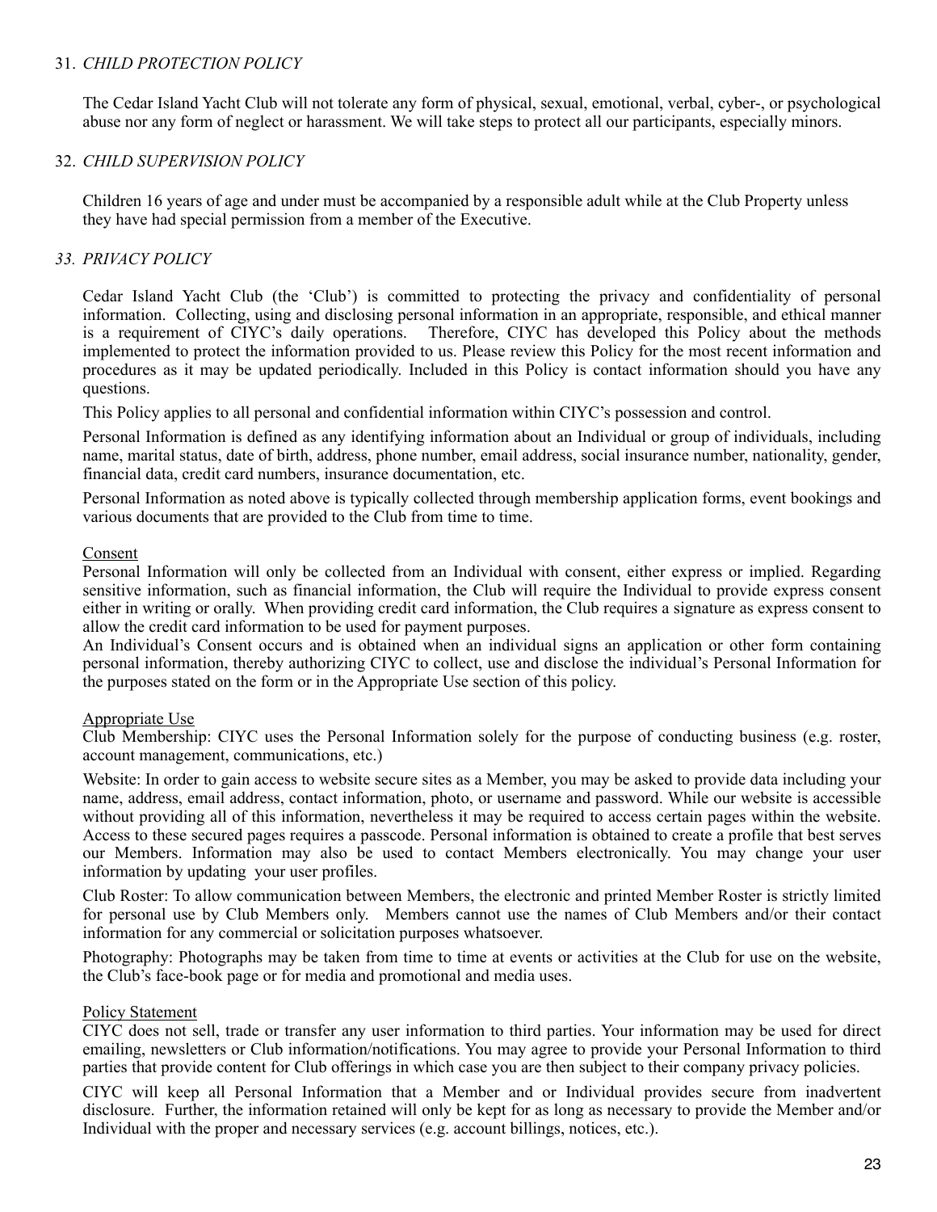31. *CHILD PROTECTION POLICY*

    The Cedar Island Yacht Club will not tolerate any form of physical, sexual, emotional, verbal, cyber-, or psychological abuse nor any form of neglect or harassment. We will take steps to protect all our participants, especially minors.

32. *CHILD SUPERVISION POLICY*

    Children 16 years of age and under must be accompanied by a responsible adult while at the Club Property unless they have had special permission from a member of the Executive.

33. *PRIVACY POLICY*

    Cedar Island Yacht Club (the 'Club') is committed to protecting the privacy and confidentiality of personal information. Collecting, using and disclosing personal information in an appropriate, responsible, and ethical manner is a requirement of CIYC's daily operations. Therefore, CIYC has developed this Policy about the methods implemented to protect the information provided to us. Please review this Policy for the most recent information and procedures as it may be updated periodically. Included in this Policy is contact information should you have any questions.

    This Policy applies to all personal and confidential information within CIYC's possession and control.

    Personal Information is defined as any identifying information about an Individual or group of individuals, including name, marital status, date of birth, address, phone number, email address, social insurance number, nationality, gender, financial data, credit card numbers, insurance documentation, etc.

    Personal Information as noted above is typically collected through membership application forms, event bookings and various documents that are provided to the Club from time to time.

    <u>Consent</u>
    Personal Information will only be collected from an Individual with consent, either express or implied. Regarding sensitive information, such as financial information, the Club will require the Individual to provide express consent either in writing or orally. When providing credit card information, the Club requires a signature as express consent to allow the credit card information to be used for payment purposes.
    An Individual's Consent occurs and is obtained when an individual signs an application or other form containing personal information, thereby authorizing CIYC to collect, use and disclose the individual's Personal Information for the purposes stated on the form or in the Appropriate Use section of this policy.

    <u>Appropriate Use</u>
    Club Membership: CIYC uses the Personal Information solely for the purpose of conducting business (e.g. roster, account management, communications, etc.)

    Website: In order to gain access to website secure sites as a Member, you may be asked to provide data including your name, address, email address, contact information, photo, or username and password. While our website is accessible without providing all of this information, nevertheless it may be required to access certain pages within the website. Access to these secured pages requires a passcode. Personal information is obtained to create a profile that best serves our Members. Information may also be used to contact Members electronically. You may change your user information by updating your user profiles.

    Club Roster: To allow communication between Members, the electronic and printed Member Roster is strictly limited for personal use by Club Members only. Members cannot use the names of Club Members and/or their contact information for any commercial or solicitation purposes whatsoever.

    Photography: Photographs may be taken from time to time at events or activities at the Club for use on the website, the Club's face-book page or for media and promotional and media uses.

    <u>Policy Statement</u>
    CIYC does not sell, trade or transfer any user information to third parties. Your information may be used for direct emailing, newsletters or Club information/notifications. You may agree to provide your Personal Information to third parties that provide content for Club offerings in which case you are then subject to their company privacy policies.

    CIYC will keep all Personal Information that a Member and or Individual provides secure from inadvertent disclosure. Further, the information retained will only be kept for as long as necessary to provide the Member and/or Individual with the proper and necessary services (e.g. account billings, notices, etc.).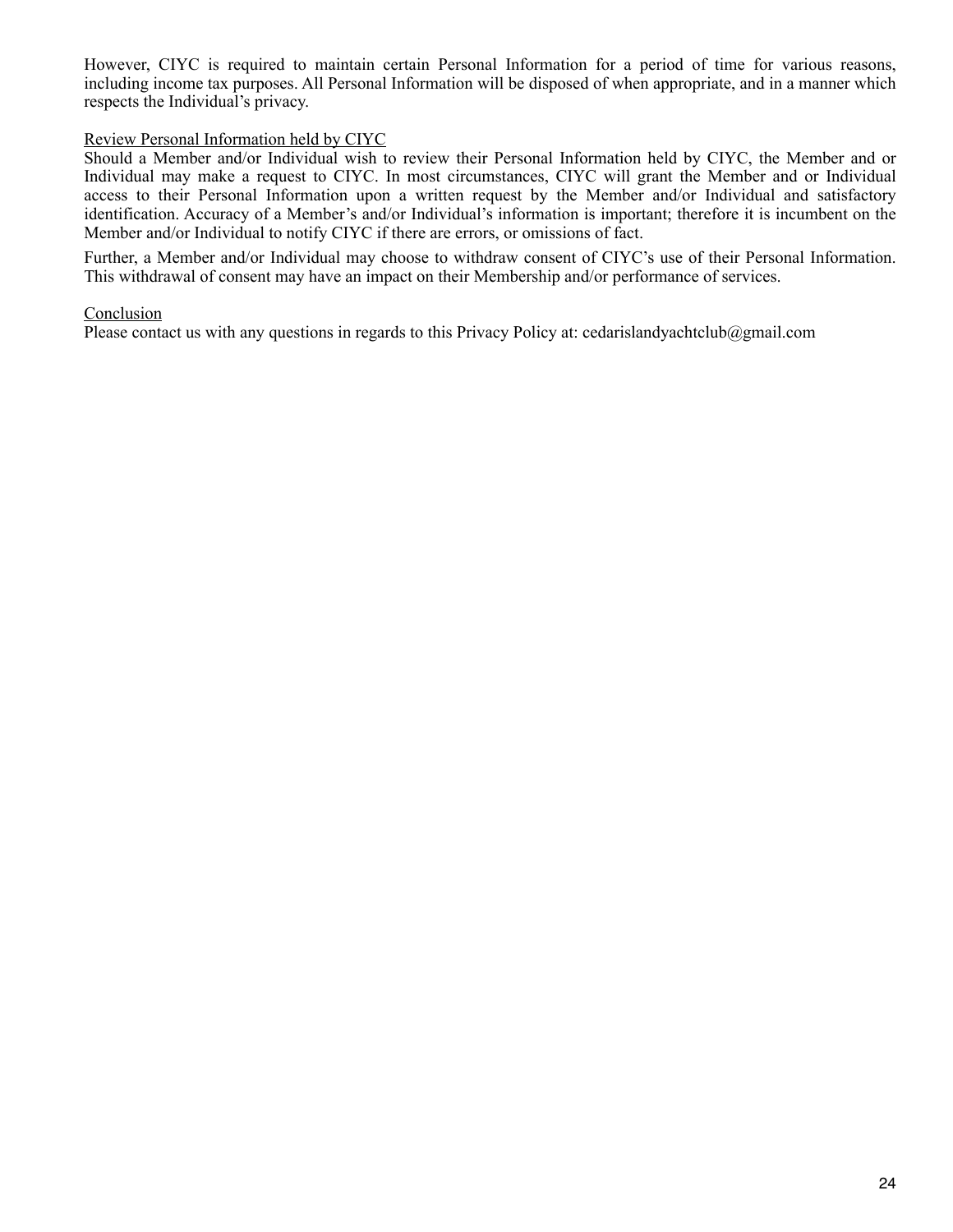However, CIYC is required to maintain certain Personal Information for a period of time for various reasons, including income tax purposes. All Personal Information will be disposed of when appropriate, and in a manner which respects the Individual's privacy.

Review Personal Information held by CIYC

Should a Member and/or Individual wish to review their Personal Information held by CIYC, the Member and or Individual may make a request to CIYC. In most circumstances, CIYC will grant the Member and or Individual access to their Personal Information upon a written request by the Member and/or Individual and satisfactory identification. Accuracy of a Member's and/or Individual's information is important; therefore it is incumbent on the Member and/or Individual to notify CIYC if there are errors, or omissions of fact.

Further, a Member and/or Individual may choose to withdraw consent of CIYC's use of their Personal Information. This withdrawal of consent may have an impact on their Membership and/or performance of services.

Conclusion

Please contact us with any questions in regards to this Privacy Policy at: cedarislandyachtclub@gmail.com